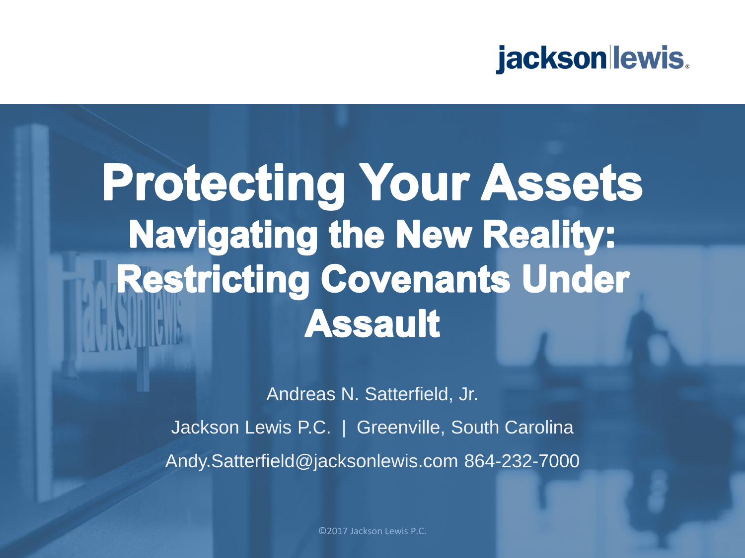# Protecting Your Assets

## Navigating the New Reality: Restricting Covenants Under Assault

Andreas N. Satterfield, Jr.

Jackson Lewis P.C. | Greenville, South Carolina

Andy.Satterfield@jacksonlewis.com 864-232-7000

©2017 Jackson Lewis P.C.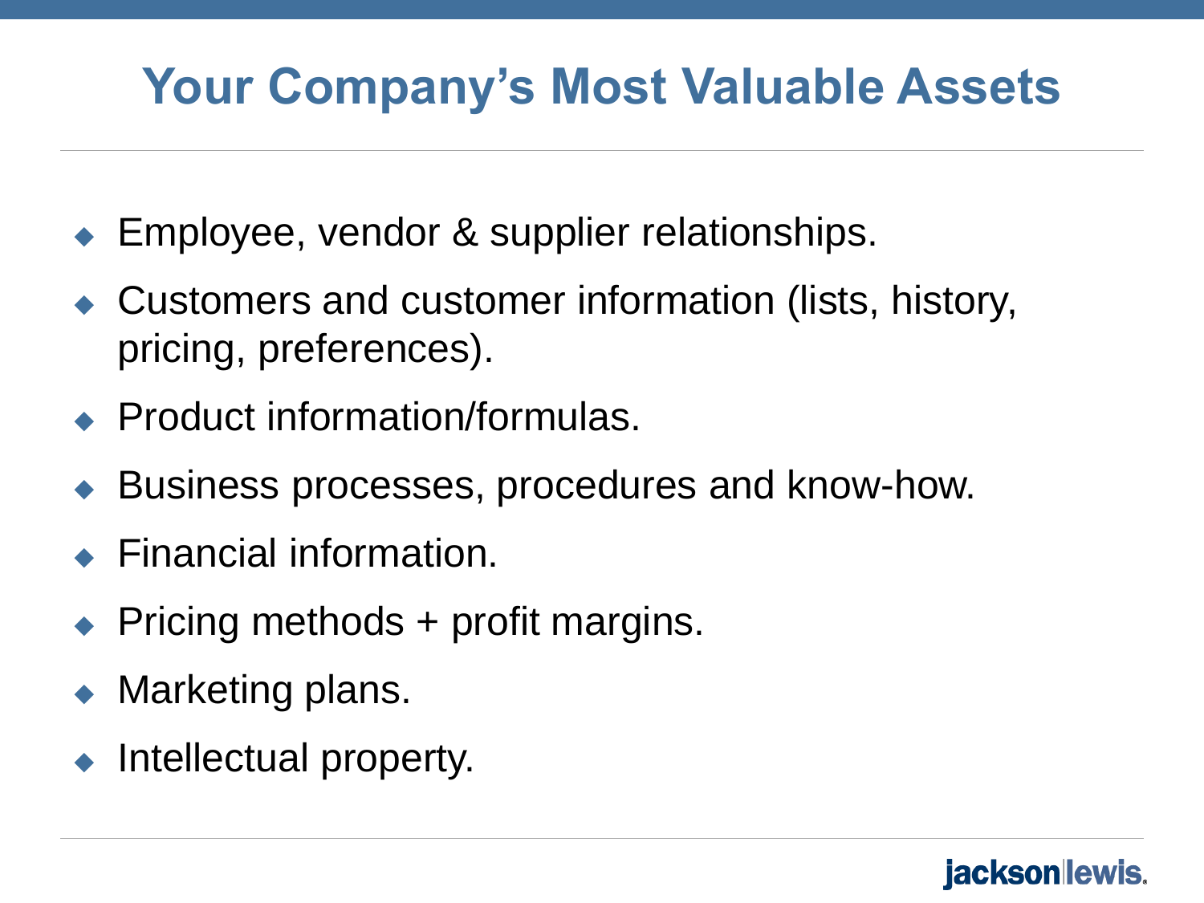# Your Company's Most Valuable Assets

- Employee, vendor & supplier relationships.
- Customers and customer information (lists, history, pricing, preferences).
- Product information/formulas.
- Business processes, procedures and know-how.
- Financial information.
- Pricing methods + profit margins.
- Marketing plans.
- Intellectual property.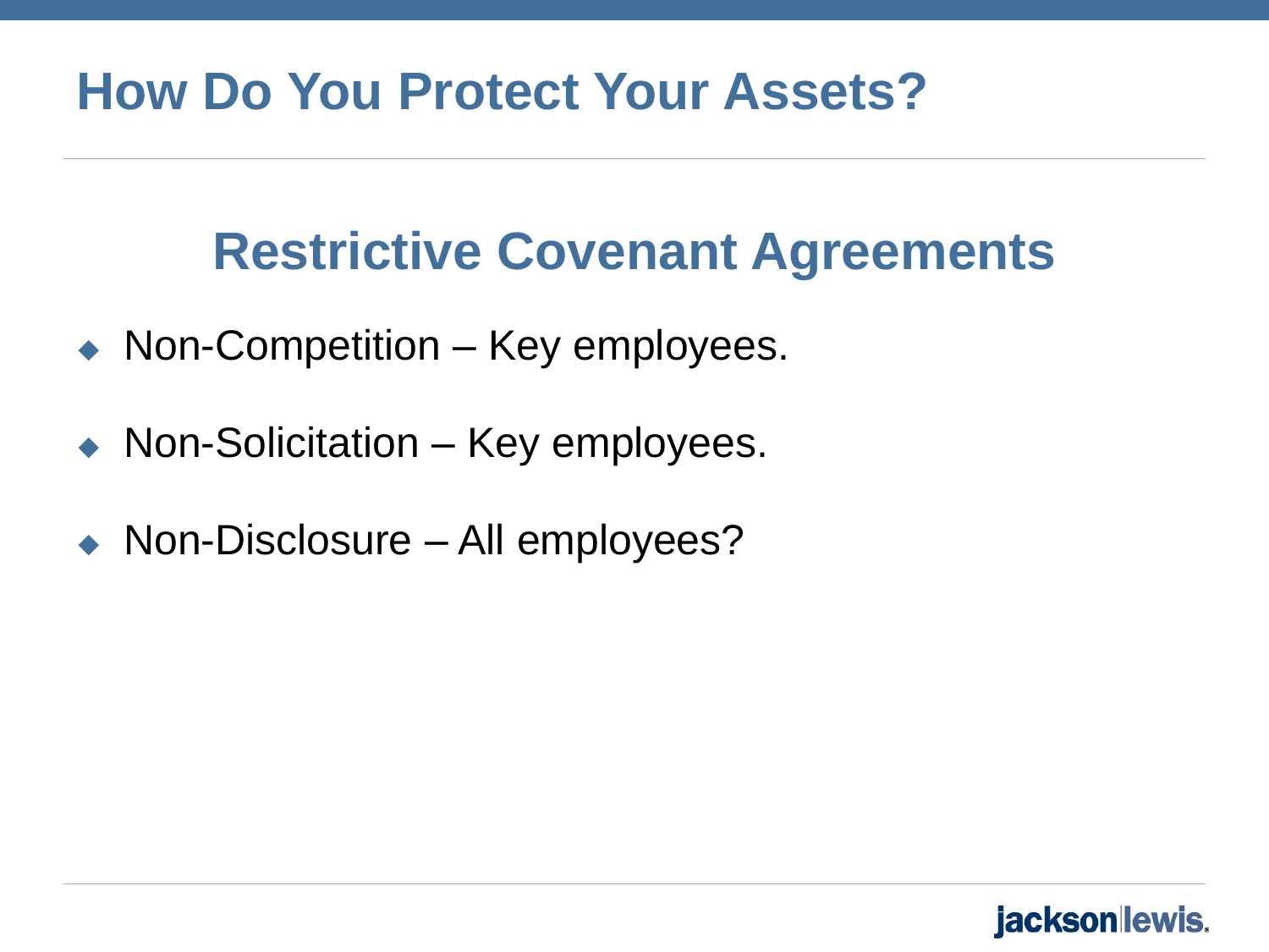# How Do You Protect Your Assets?

## Restrictive Covenant Agreements

- Non-Competition – Key employees.
- Non-Solicitation – Key employees.
- Non-Disclosure – All employees?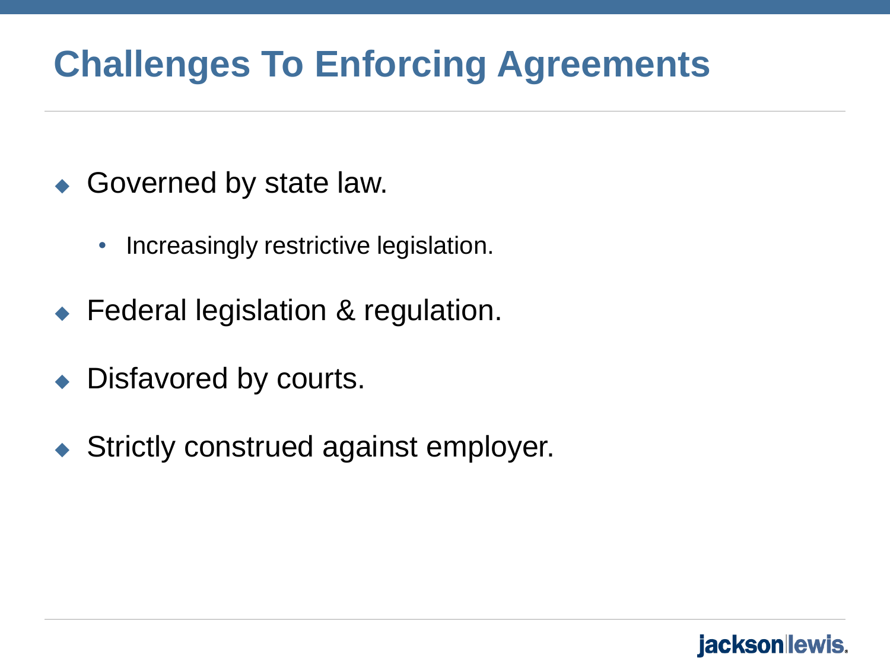# Challenges To Enforcing Agreements

- Governed by state law.
  - Increasingly restrictive legislation.
- Federal legislation & regulation.
- Disfavored by courts.
- Strictly construed against employer.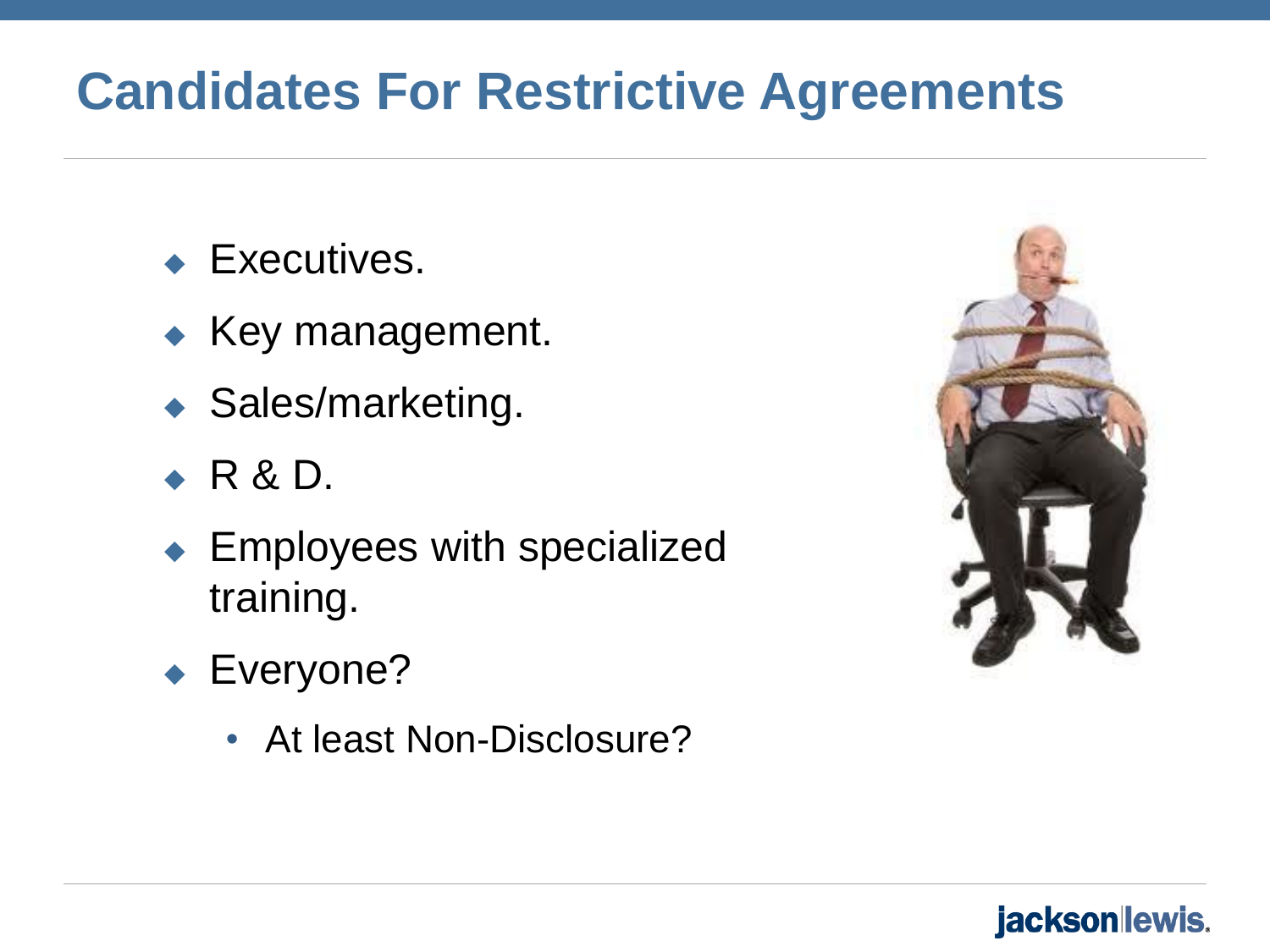# Candidates For Restrictive Agreements

- Executives.
- Key management.
- Sales/marketing.
- R & D.
- Employees with specialized training.
- Everyone?
  - At least Non-Disclosure?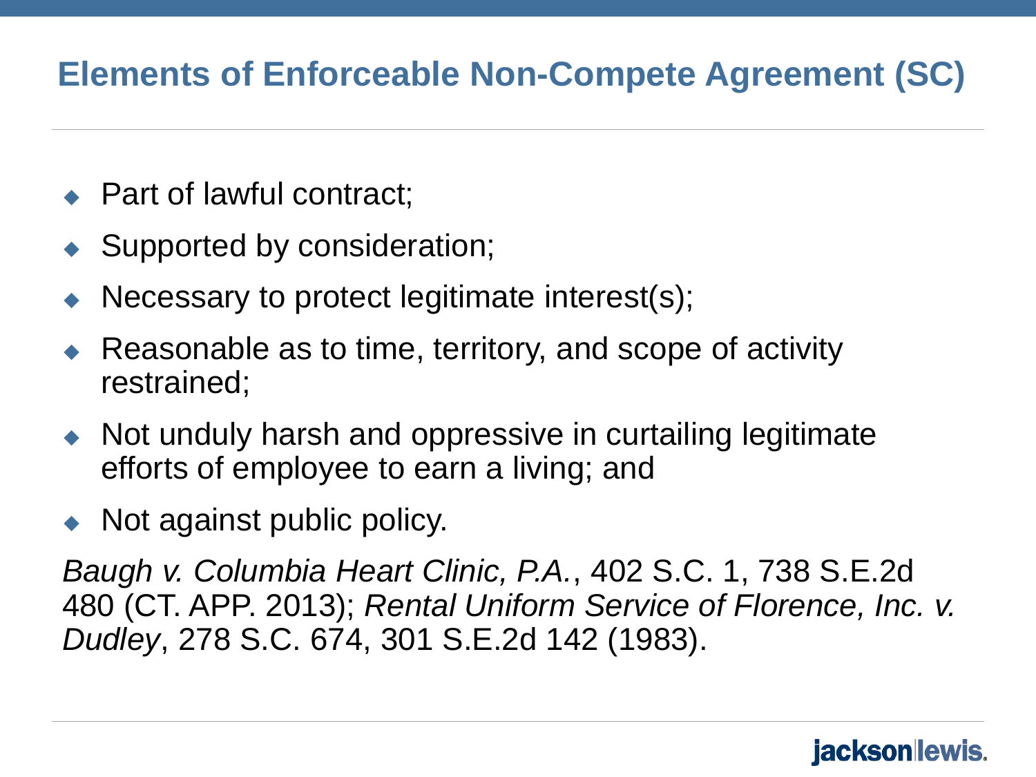# Elements of Enforceable Non-Compete Agreement (SC)

- Part of lawful contract;
- Supported by consideration;
- Necessary to protect legitimate interest(s);
- Reasonable as to time, territory, and scope of activity restrained;
- Not unduly harsh and oppressive in curtailing legitimate efforts of employee to earn a living; and
- Not against public policy.

*Baugh v. Columbia Heart Clinic, P.A.*, 402 S.C. 1, 738 S.E.2d 480 (CT. APP. 2013); *Rental Uniform Service of Florence, Inc. v. Dudley*, 278 S.C. 674, 301 S.E.2d 142 (1983).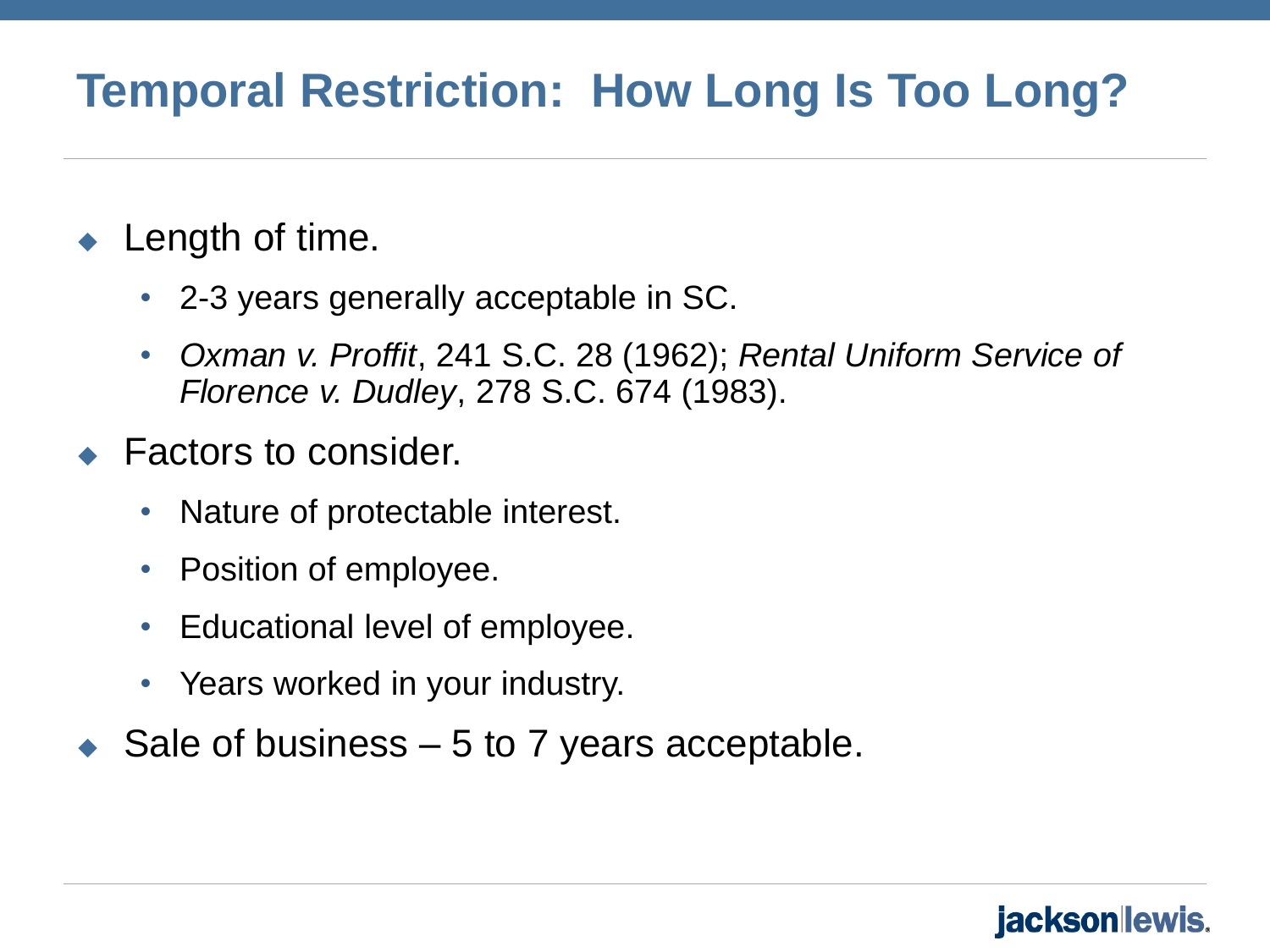# Temporal Restriction: How Long Is Too Long?

- Length of time.
  - 2-3 years generally acceptable in SC.
  - *Oxman v. Proffit*, 241 S.C. 28 (1962); *Rental Uniform Service of Florence v. Dudley*, 278 S.C. 674 (1983).
- Factors to consider.
  - Nature of protectable interest.
  - Position of employee.
  - Educational level of employee.
  - Years worked in your industry.
- Sale of business – 5 to 7 years acceptable.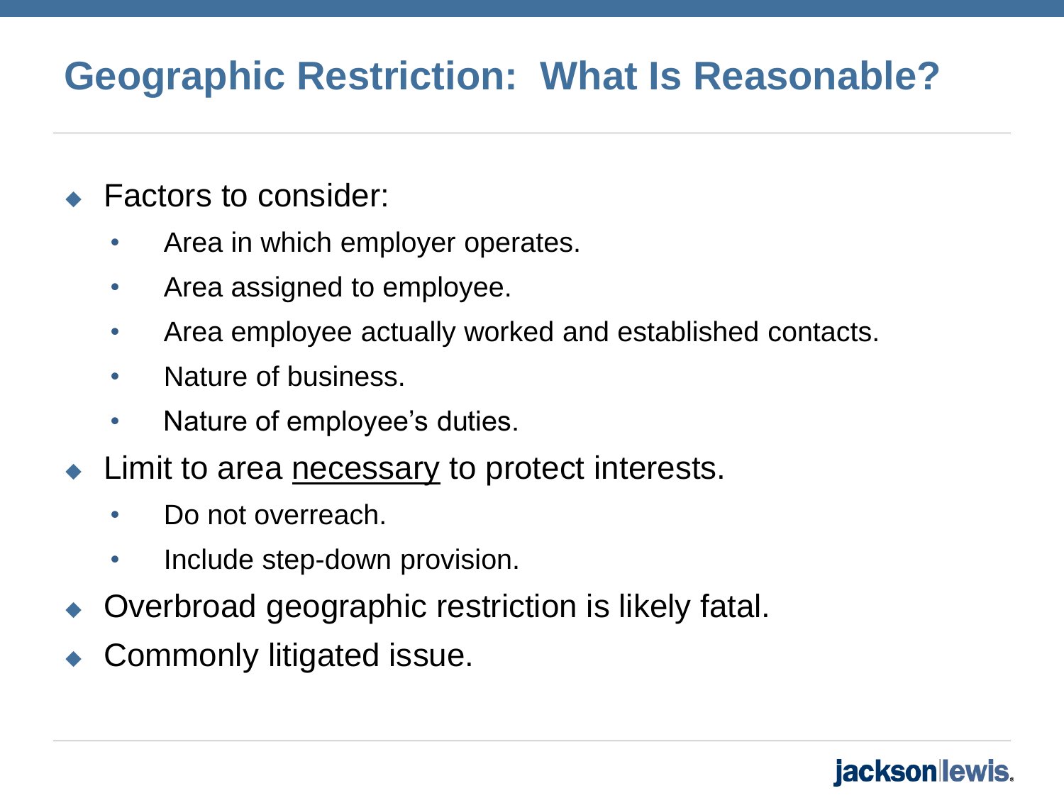# Geographic Restriction: What Is Reasonable?

- Factors to consider:
  - Area in which employer operates.
  - Area assigned to employee.
  - Area employee actually worked and established contacts.
  - Nature of business.
  - Nature of employee's duties.
- Limit to area <u>necessary</u> to protect interests.
  - Do not overreach.
  - Include step-down provision.
- Overbroad geographic restriction is likely fatal.
- Commonly litigated issue.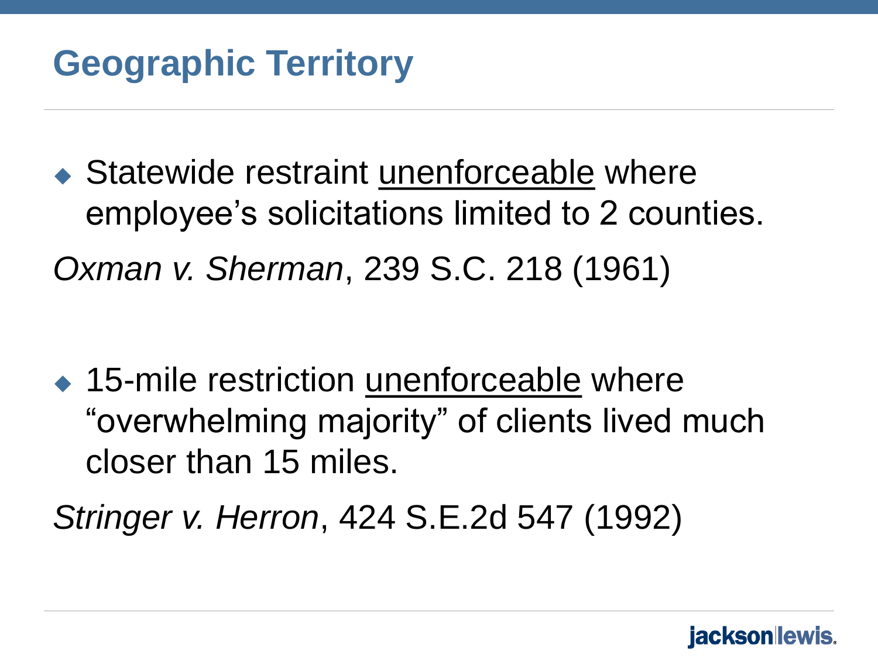## Geographic Territory

- Statewide restraint <u>unenforceable</u> where employee's solicitations limited to 2 counties.

*Oxman v. Sherman*, 239 S.C. 218 (1961)

- 15-mile restriction <u>unenforceable</u> where "overwhelming majority" of clients lived much closer than 15 miles.

*Stringer v. Herron*, 424 S.E.2d 547 (1992)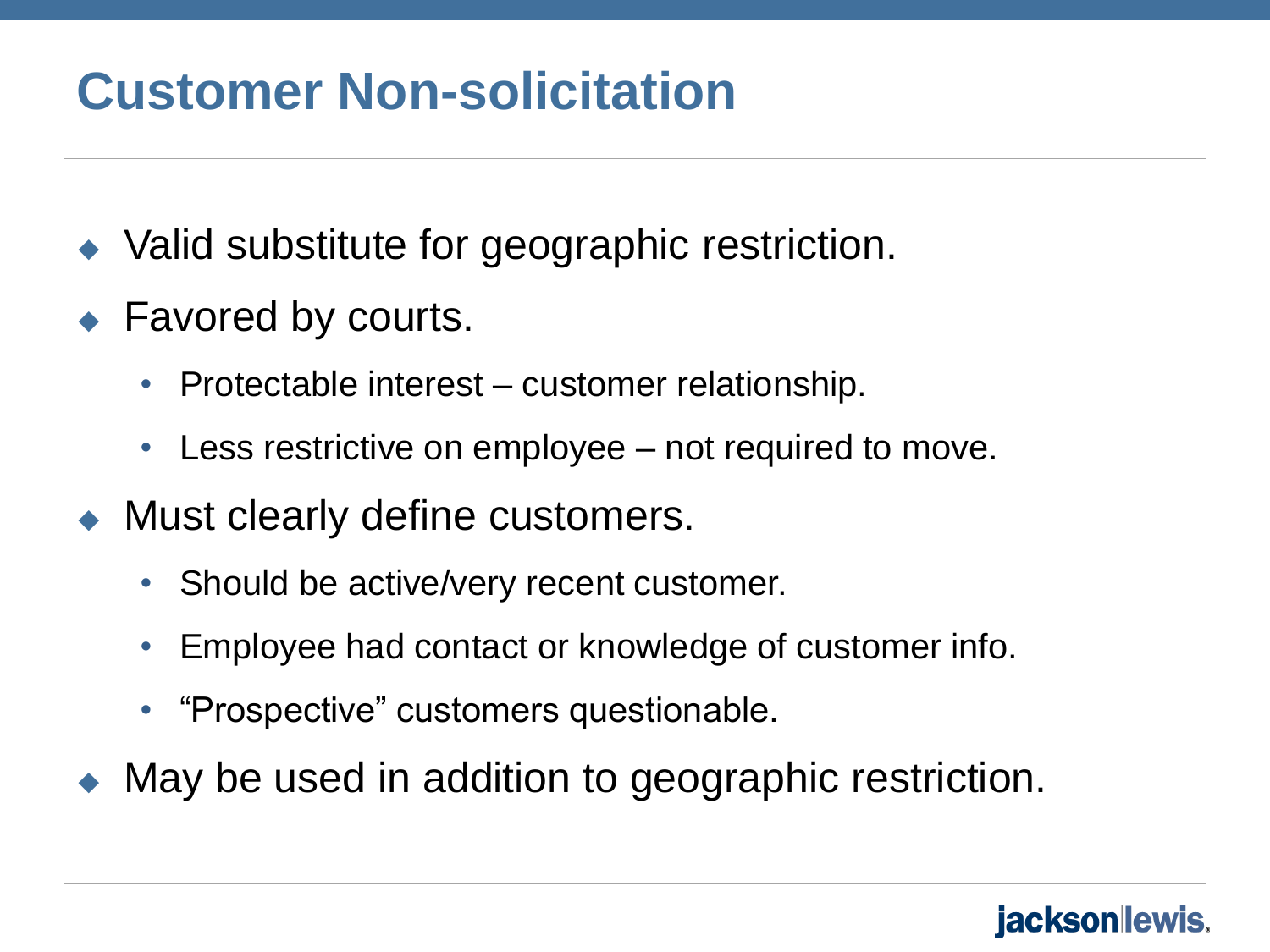# Customer Non-solicitation

- Valid substitute for geographic restriction.
- Favored by courts.
  - Protectable interest – customer relationship.
  - Less restrictive on employee – not required to move.
- Must clearly define customers.
  - Should be active/very recent customer.
  - Employee had contact or knowledge of customer info.
  - "Prospective" customers questionable.
- May be used in addition to geographic restriction.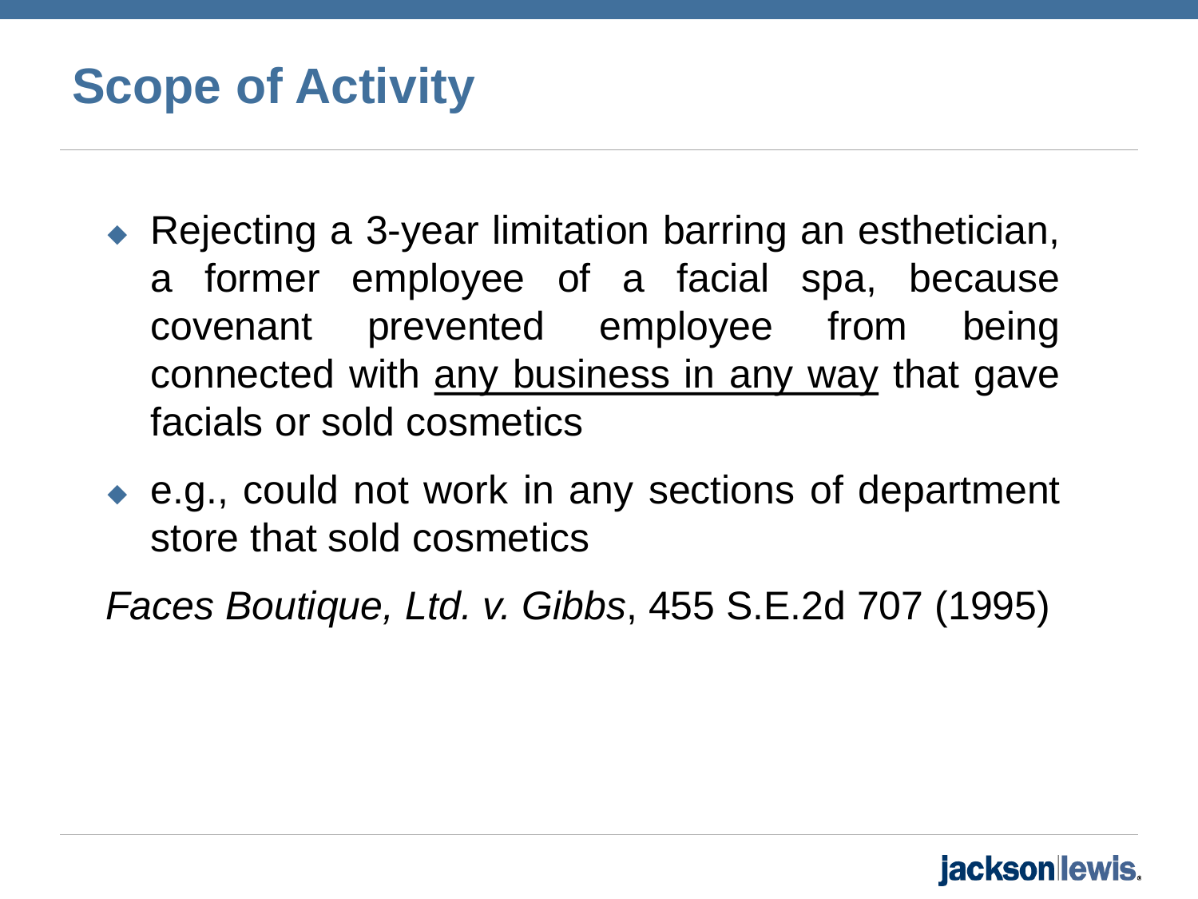# Scope of Activity

- Rejecting a 3-year limitation barring an esthetician, a former employee of a facial spa, because covenant prevented employee from being connected with <u>any business in any way</u> that gave facials or sold cosmetics
- e.g., could not work in any sections of department store that sold cosmetics

*Faces Boutique, Ltd. v. Gibbs*, 455 S.E.2d 707 (1995)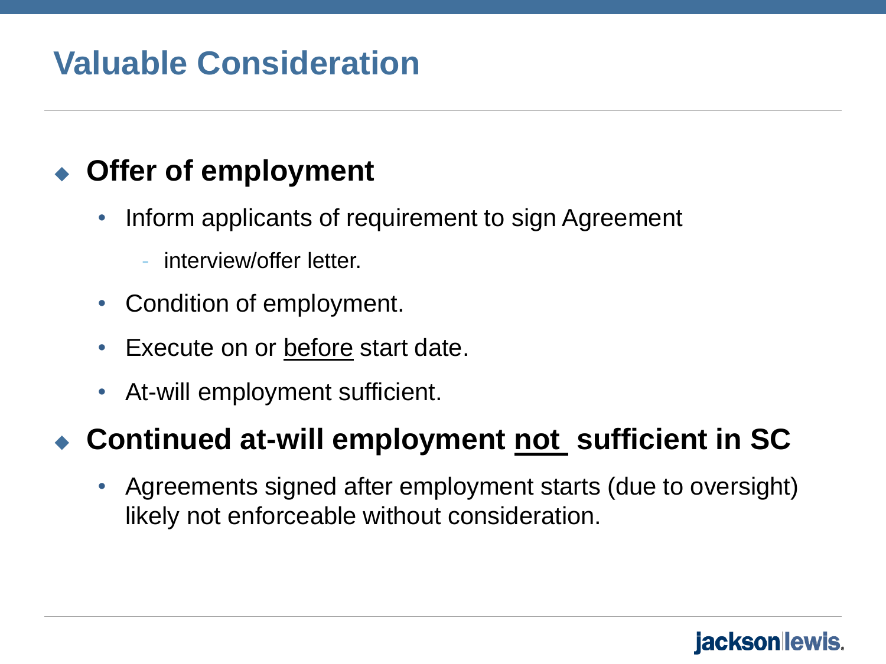# Valuable Consideration

- **Offer of employment**
  - Inform applicants of requirement to sign Agreement
    - interview/offer letter.
  - Condition of employment.
  - Execute on or <u>before</u> start date.
  - At-will employment sufficient.
- **Continued at-will employment <u>not</u> sufficient in SC**
  - Agreements signed after employment starts (due to oversight) likely not enforceable without consideration.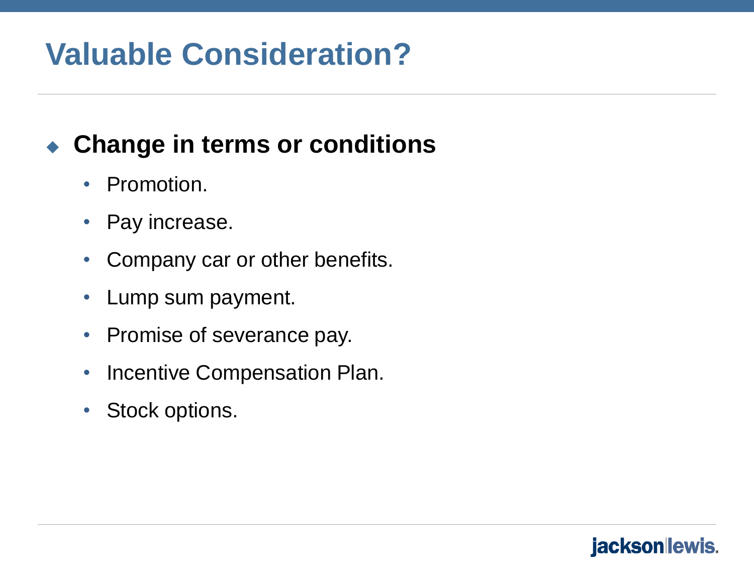# Valuable Consideration?

- **Change in terms or conditions**
  - Promotion.
  - Pay increase.
  - Company car or other benefits.
  - Lump sum payment.
  - Promise of severance pay.
  - Incentive Compensation Plan.
  - Stock options.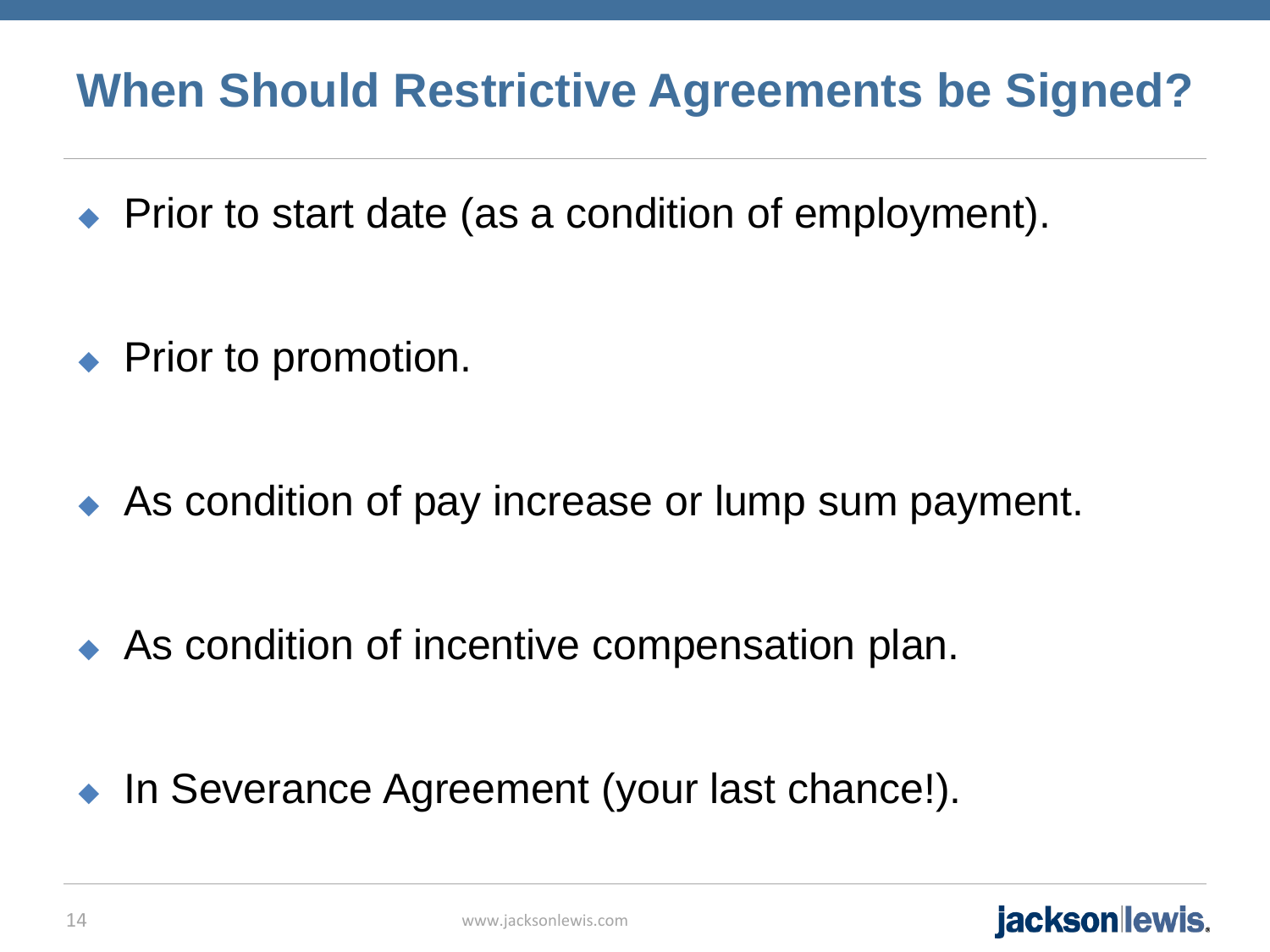# When Should Restrictive Agreements be Signed?

- Prior to start date (as a condition of employment).
- Prior to promotion.
- As condition of pay increase or lump sum payment.
- As condition of incentive compensation plan.
- In Severance Agreement (your last chance!).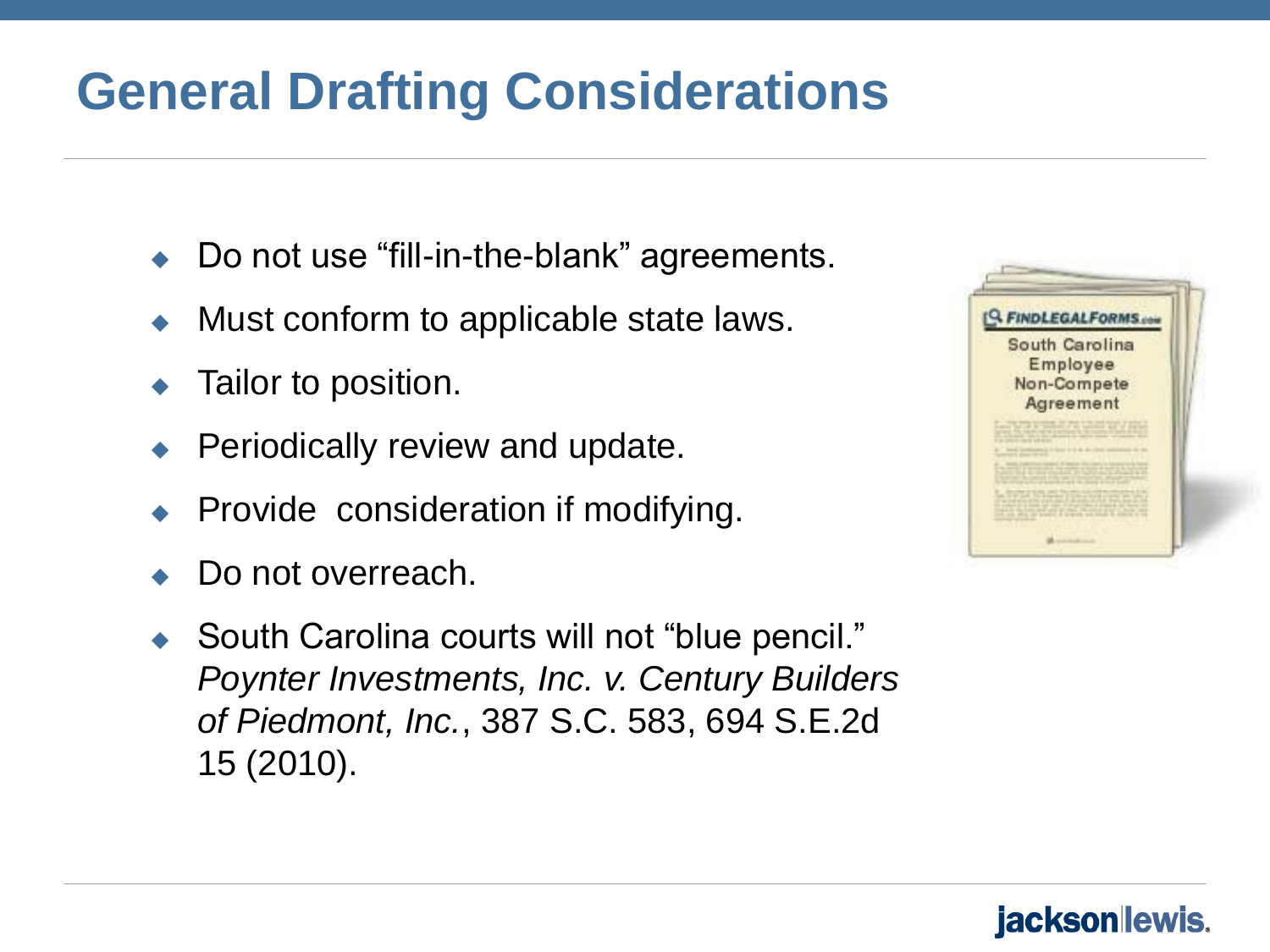# General Drafting Considerations

- Do not use "fill-in-the-blank" agreements.
- Must conform to applicable state laws.
- Tailor to position.
- Periodically review and update.
- Provide consideration if modifying.
- Do not overreach.
- South Carolina courts will not "blue pencil." *Poynter Investments, Inc. v. Century Builders of Piedmont, Inc.*, 387 S.C. 583, 694 S.E.2d 15 (2010).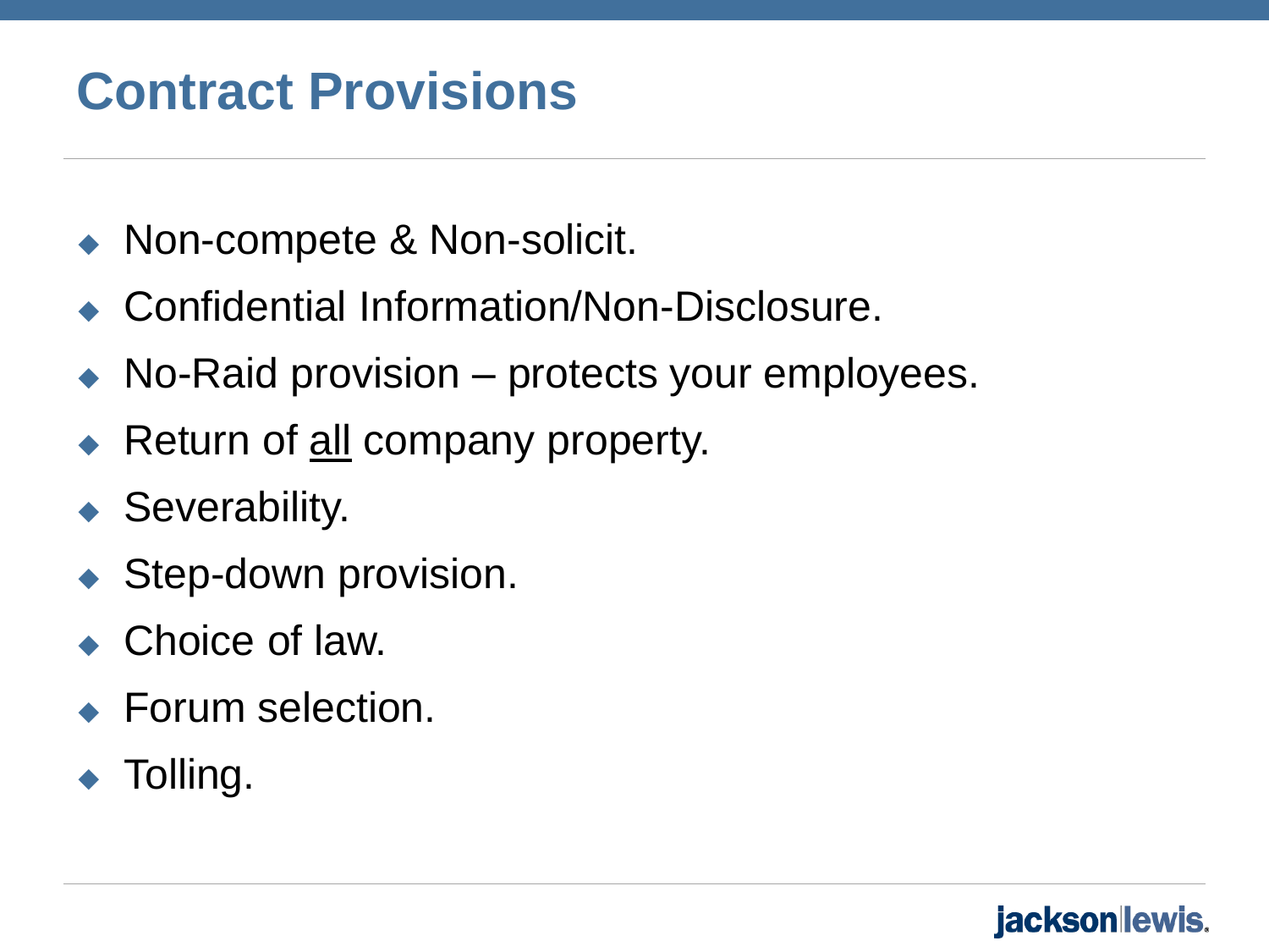# Contract Provisions

- Non-compete & Non-solicit.
- Confidential Information/Non-Disclosure.
- No-Raid provision – protects your employees.
- Return of <u>all</u> company property.
- Severability.
- Step-down provision.
- Choice of law.
- Forum selection.
- Tolling.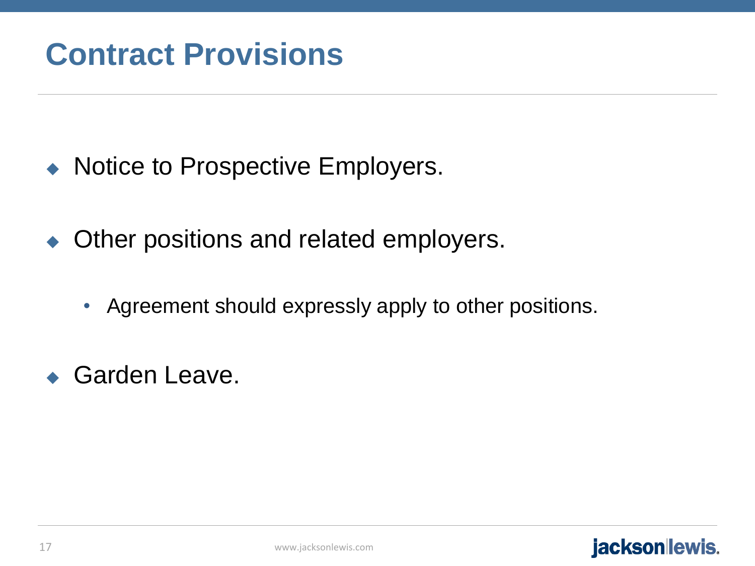# Contract Provisions

- Notice to Prospective Employers.
- Other positions and related employers.
  - Agreement should expressly apply to other positions.
- Garden Leave.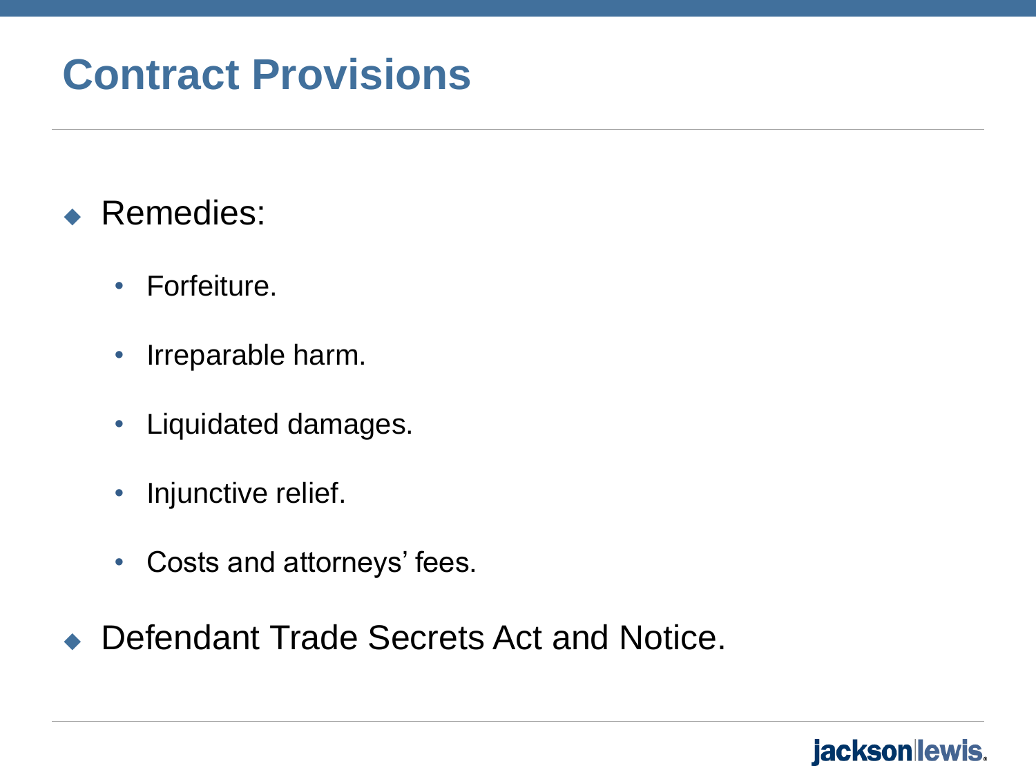# Contract Provisions

- Remedies:
  - Forfeiture.
  - Irreparable harm.
  - Liquidated damages.
  - Injunctive relief.
  - Costs and attorneys' fees.
- Defendant Trade Secrets Act and Notice.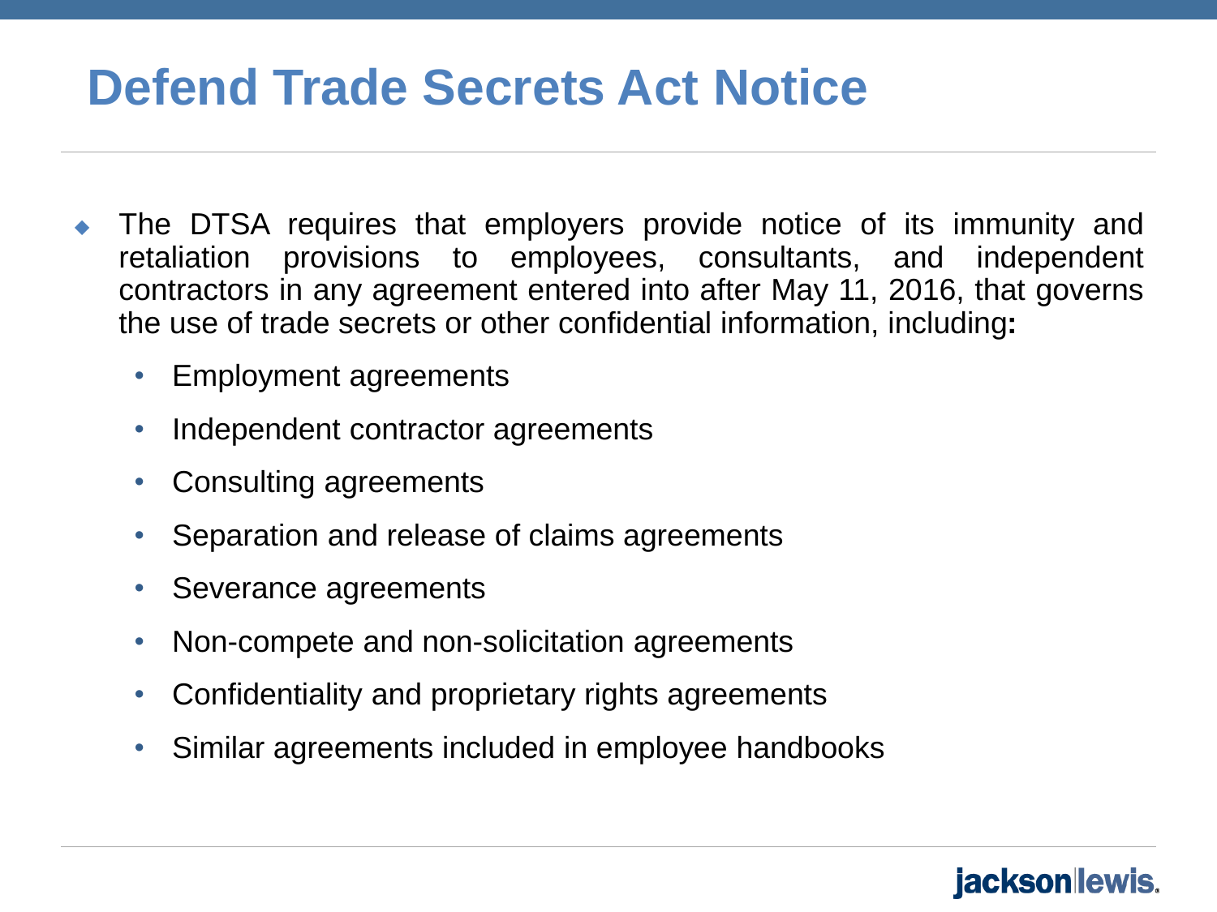# Defend Trade Secrets Act Notice

- The DTSA requires that employers provide notice of its immunity and retaliation provisions to employees, consultants, and independent contractors in any agreement entered into after May 11, 2016, that governs the use of trade secrets or other confidential information, including**:**
  - Employment agreements
  - Independent contractor agreements
  - Consulting agreements
  - Separation and release of claims agreements
  - Severance agreements
  - Non-compete and non-solicitation agreements
  - Confidentiality and proprietary rights agreements
  - Similar agreements included in employee handbooks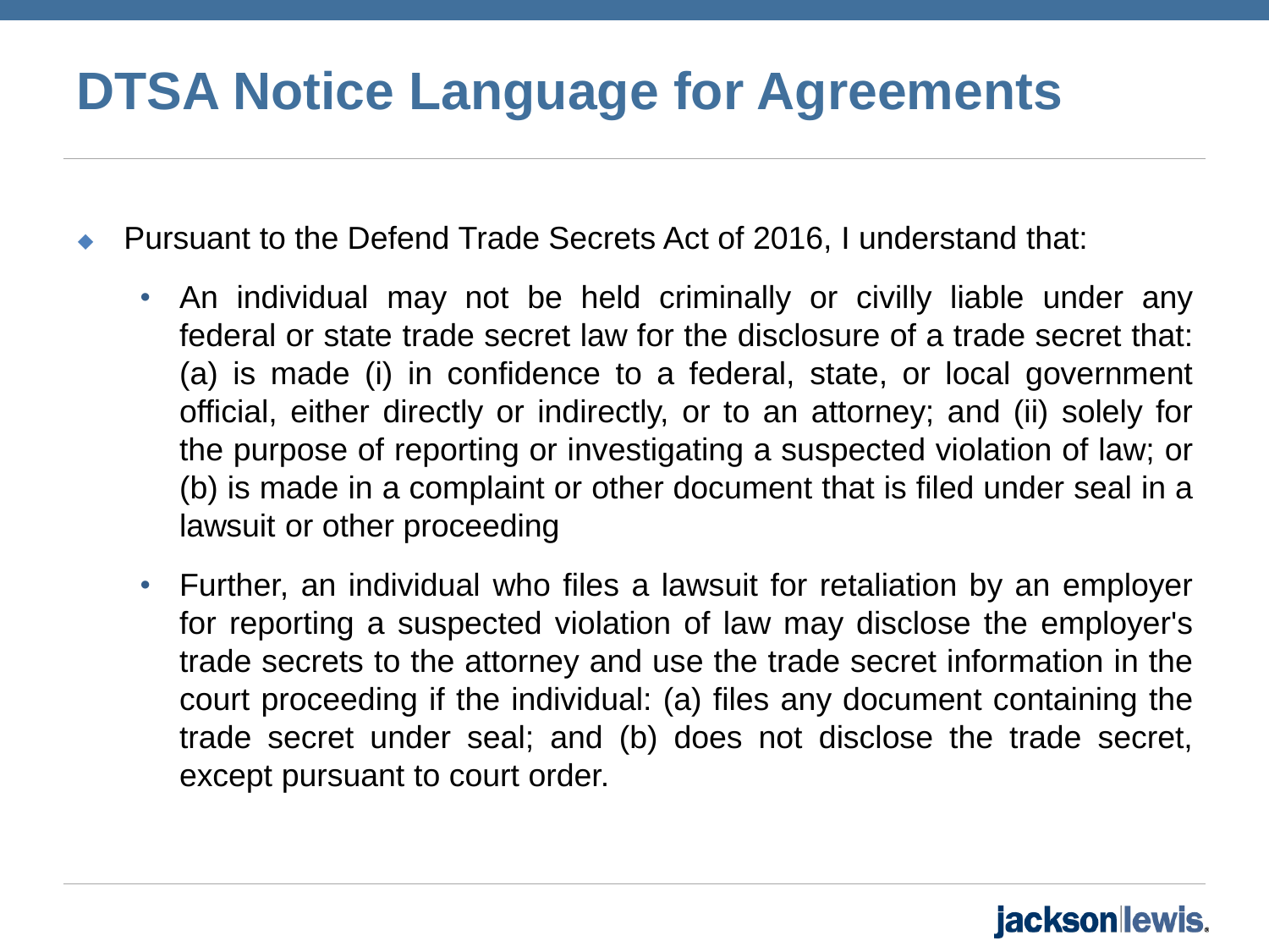# DTSA Notice Language for Agreements

- Pursuant to the Defend Trade Secrets Act of 2016, I understand that:
  - An individual may not be held criminally or civilly liable under any federal or state trade secret law for the disclosure of a trade secret that: (a) is made (i) in confidence to a federal, state, or local government official, either directly or indirectly, or to an attorney; and (ii) solely for the purpose of reporting or investigating a suspected violation of law; or (b) is made in a complaint or other document that is filed under seal in a lawsuit or other proceeding
  - Further, an individual who files a lawsuit for retaliation by an employer for reporting a suspected violation of law may disclose the employer's trade secrets to the attorney and use the trade secret information in the court proceeding if the individual: (a) files any document containing the trade secret under seal; and (b) does not disclose the trade secret, except pursuant to court order.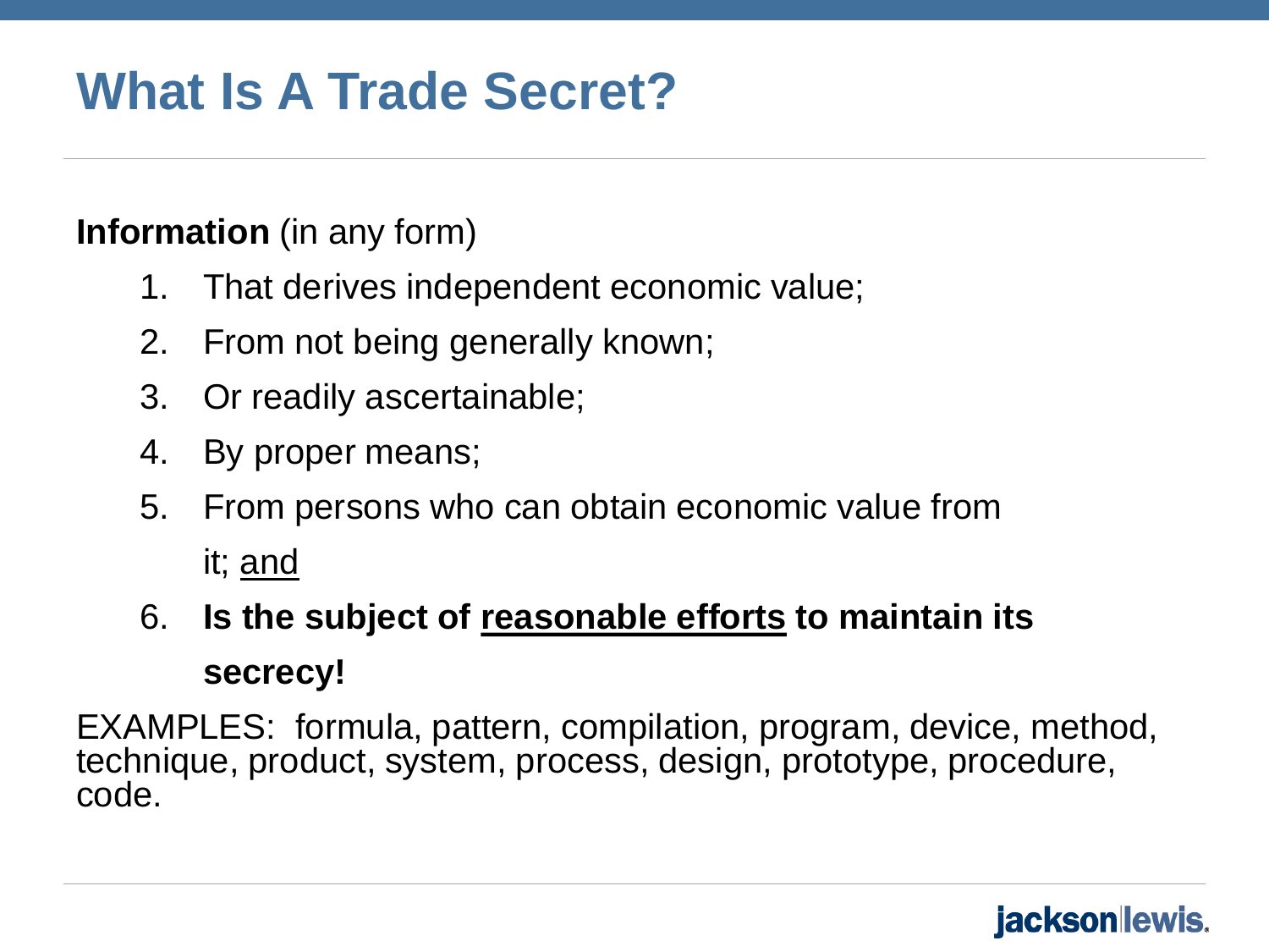# What Is A Trade Secret?

**Information** (in any form)

1. That derives independent economic value;
2. From not being generally known;
3. Or readily ascertainable;
4. By proper means;
5. From persons who can obtain economic value from it; <u>and</u>
6. **Is the subject of <u>reasonable efforts</u> to maintain its secrecy!**

EXAMPLES: formula, pattern, compilation, program, device, method, technique, product, system, process, design, prototype, procedure, code.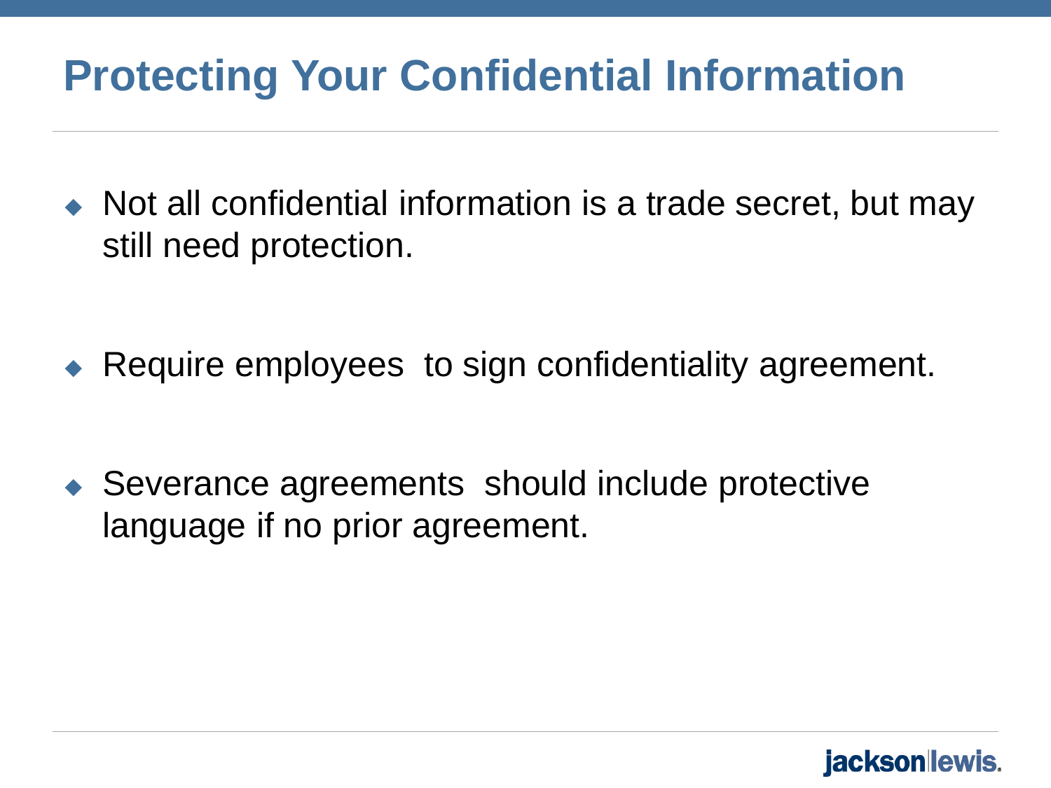# Protecting Your Confidential Information

- Not all confidential information is a trade secret, but may still need protection.
- Require employees to sign confidentiality agreement.
- Severance agreements should include protective language if no prior agreement.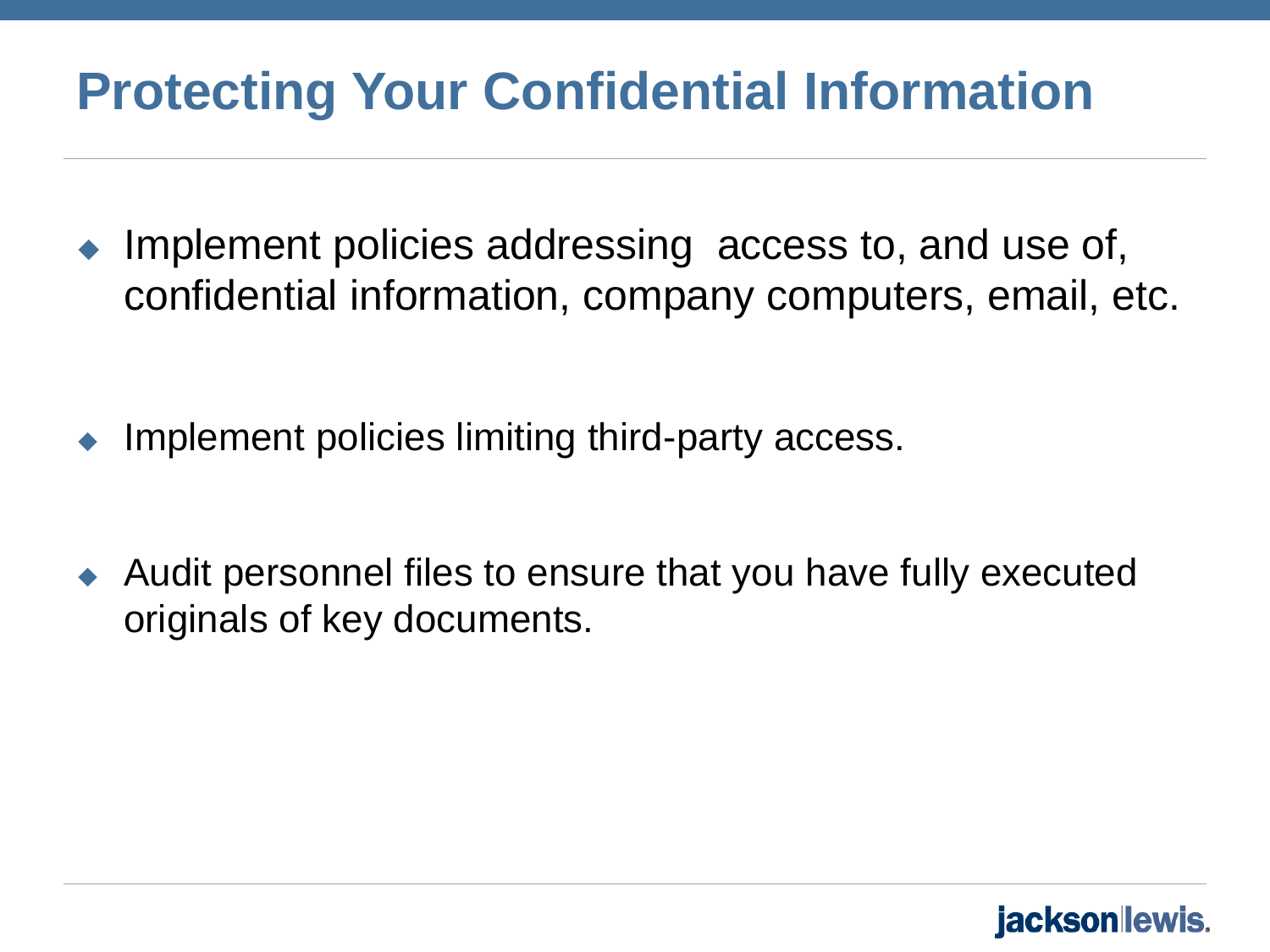# Protecting Your Confidential Information

- Implement policies addressing access to, and use of, confidential information, company computers, email, etc.

- Implement policies limiting third-party access.

- Audit personnel files to ensure that you have fully executed originals of key documents.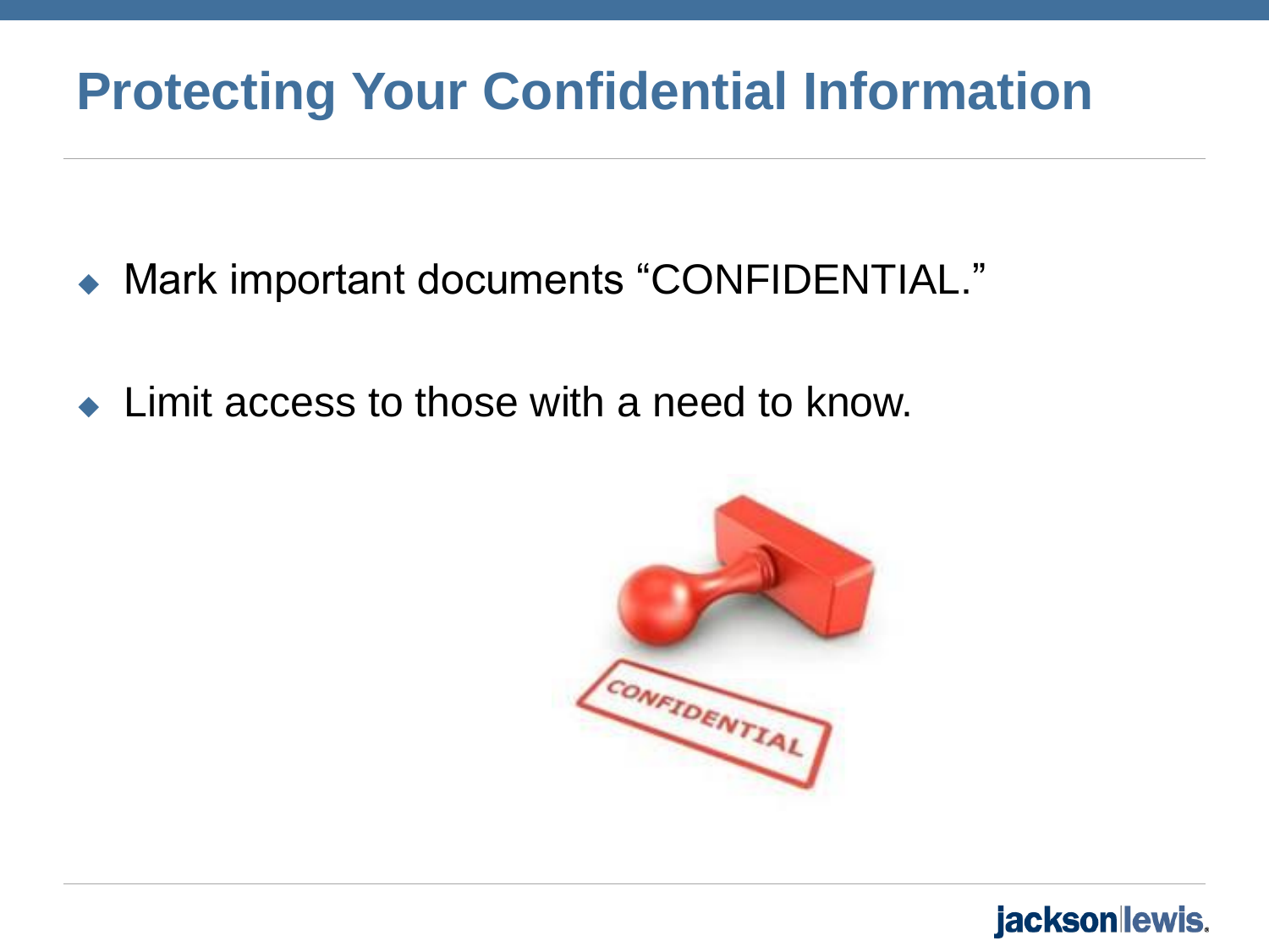# Protecting Your Confidential Information

- Mark important documents "CONFIDENTIAL."
- Limit access to those with a need to know.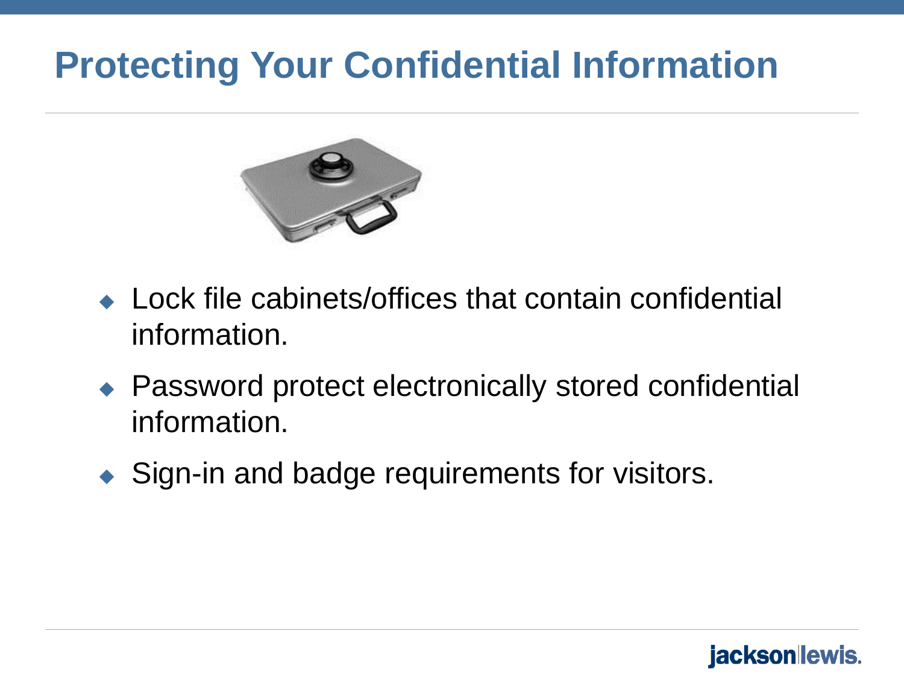# Protecting Your Confidential Information

- Lock file cabinets/offices that contain confidential information.
- Password protect electronically stored confidential information.
- Sign-in and badge requirements for visitors.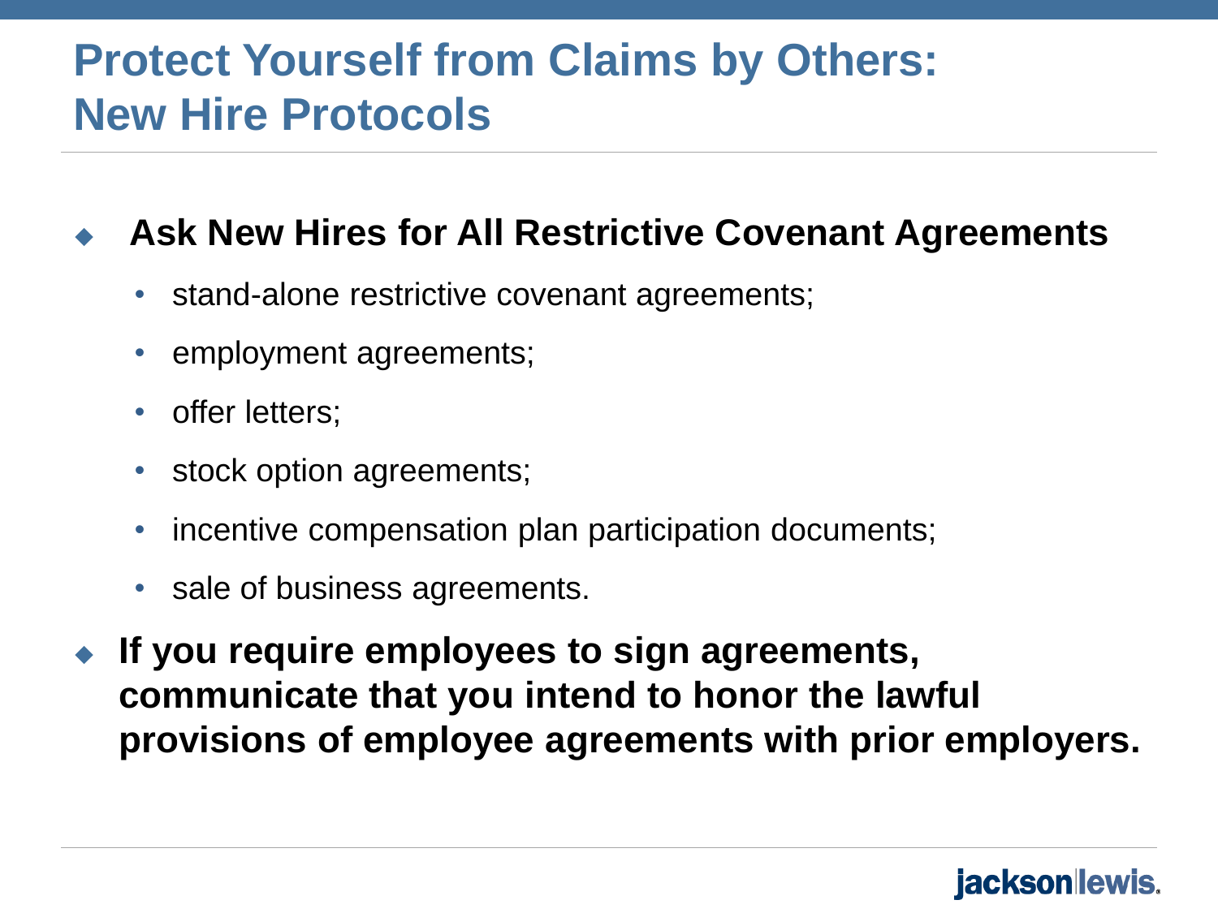# Protect Yourself from Claims by Others: New Hire Protocols

- **Ask New Hires for All Restrictive Covenant Agreements**
  - stand-alone restrictive covenant agreements;
  - employment agreements;
  - offer letters;
  - stock option agreements;
  - incentive compensation plan participation documents;
  - sale of business agreements.
- **If you require employees to sign agreements, communicate that you intend to honor the lawful provisions of employee agreements with prior employers.**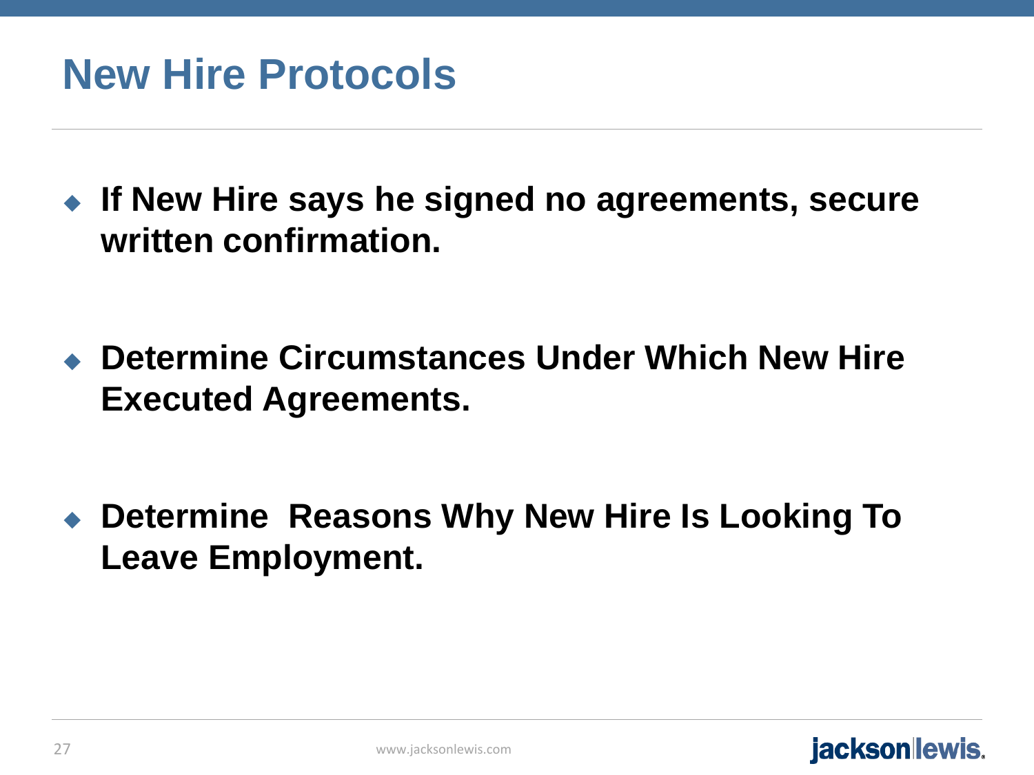# New Hire Protocols

- **If New Hire says he signed no agreements, secure written confirmation.**

- **Determine Circumstances Under Which New Hire Executed Agreements.**

- **Determine  Reasons Why New Hire Is Looking To Leave Employment.**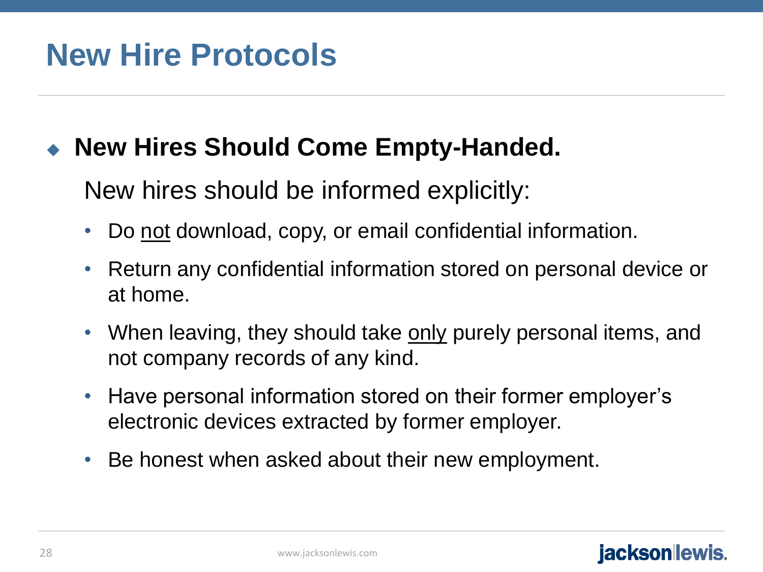# New Hire Protocols

- **New Hires Should Come Empty-Handed.**

  New hires should be informed explicitly:

  - Do <u>not</u> download, copy, or email confidential information.
  - Return any confidential information stored on personal device or at home.
  - When leaving, they should take <u>only</u> purely personal items, and not company records of any kind.
  - Have personal information stored on their former employer's electronic devices extracted by former employer.
  - Be honest when asked about their new employment.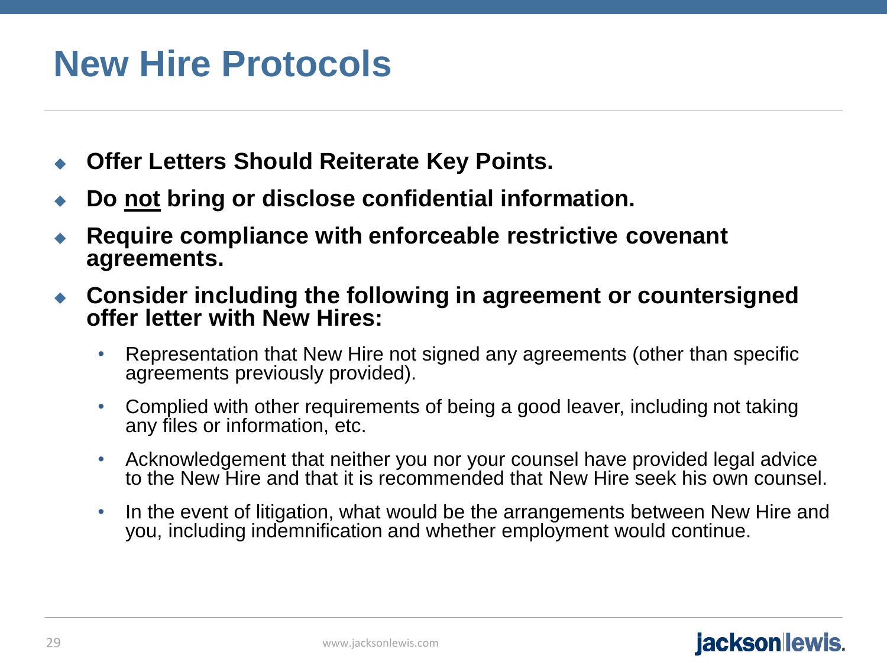# New Hire Protocols

- **Offer Letters Should Reiterate Key Points.**
- **Do <u>not</u> bring or disclose confidential information.**
- **Require compliance with enforceable restrictive covenant agreements.**
- **Consider including the following in agreement or countersigned offer letter with New Hires:**
  - Representation that New Hire not signed any agreements (other than specific agreements previously provided).
  - Complied with other requirements of being a good leaver, including not taking any files or information, etc.
  - Acknowledgement that neither you nor your counsel have provided legal advice to the New Hire and that it is recommended that New Hire seek his own counsel.
  - In the event of litigation, what would be the arrangements between New Hire and you, including indemnification and whether employment would continue.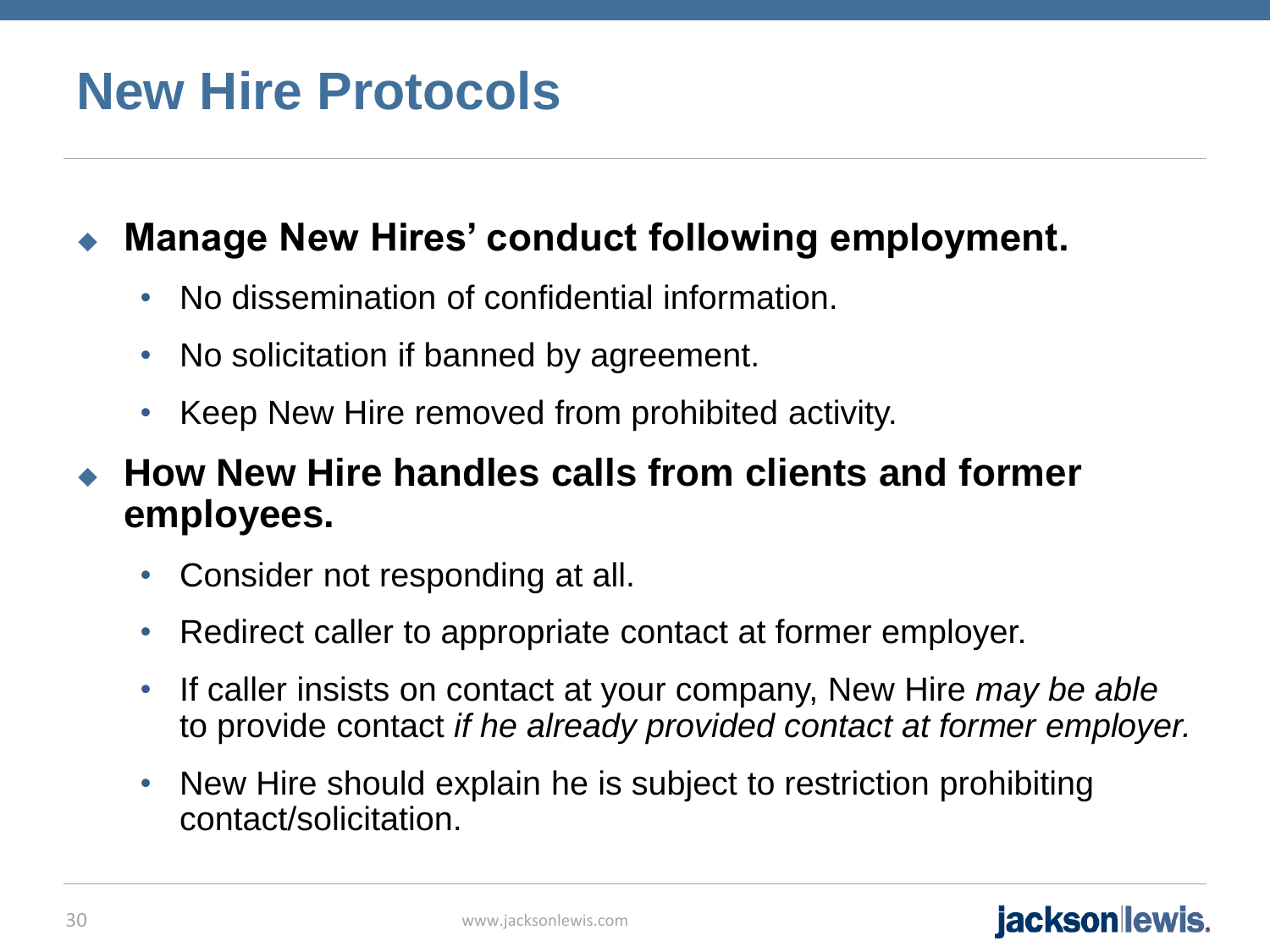# New Hire Protocols

- **Manage New Hires' conduct following employment.**
  - No dissemination of confidential information.
  - No solicitation if banned by agreement.
  - Keep New Hire removed from prohibited activity.
- **How New Hire handles calls from clients and former employees.**
  - Consider not responding at all.
  - Redirect caller to appropriate contact at former employer.
  - If caller insists on contact at your company, New Hire *may be able* to provide contact *if he already provided contact at former employer.*
  - New Hire should explain he is subject to restriction prohibiting contact/solicitation.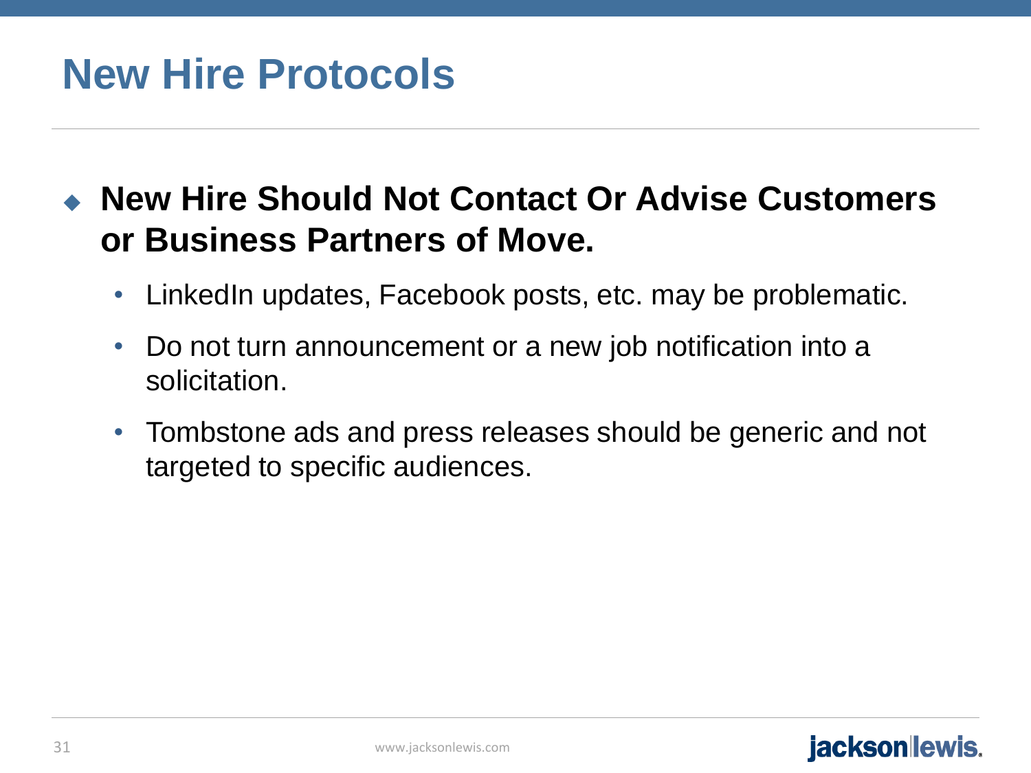# New Hire Protocols

- **New Hire Should Not Contact Or Advise Customers or Business Partners of Move.**
  - LinkedIn updates, Facebook posts, etc. may be problematic.
  - Do not turn announcement or a new job notification into a solicitation.
  - Tombstone ads and press releases should be generic and not targeted to specific audiences.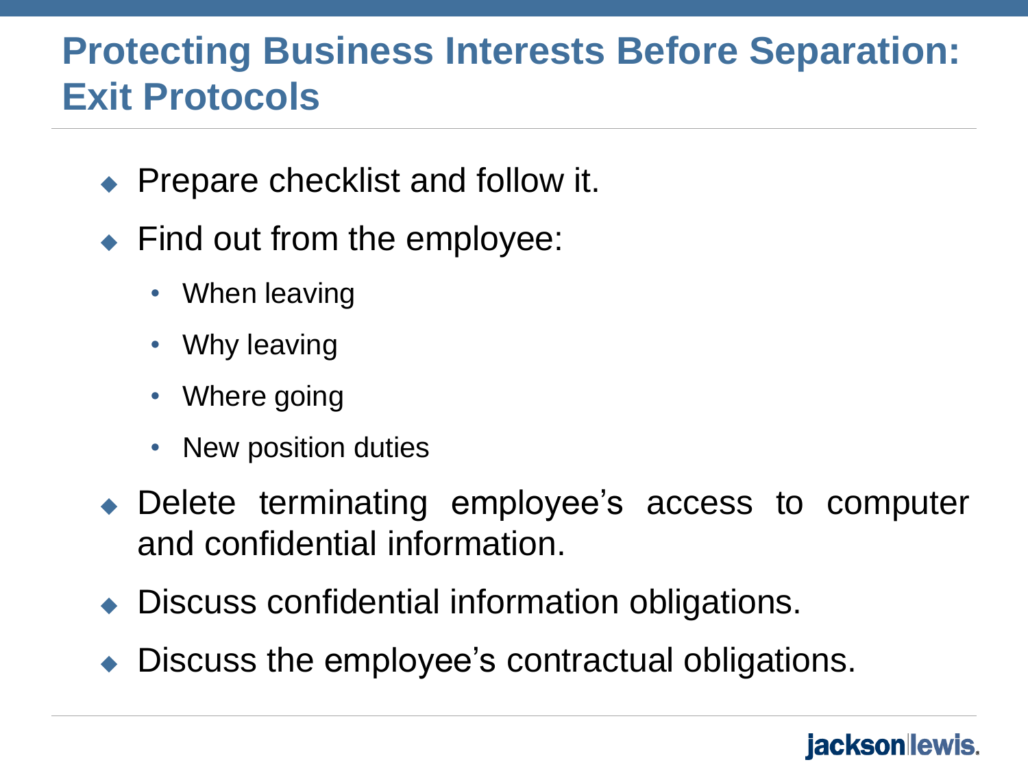# Protecting Business Interests Before Separation: Exit Protocols

- Prepare checklist and follow it.
- Find out from the employee:
  - When leaving
  - Why leaving
  - Where going
  - New position duties
- Delete terminating employee's access to computer and confidential information.
- Discuss confidential information obligations.
- Discuss the employee's contractual obligations.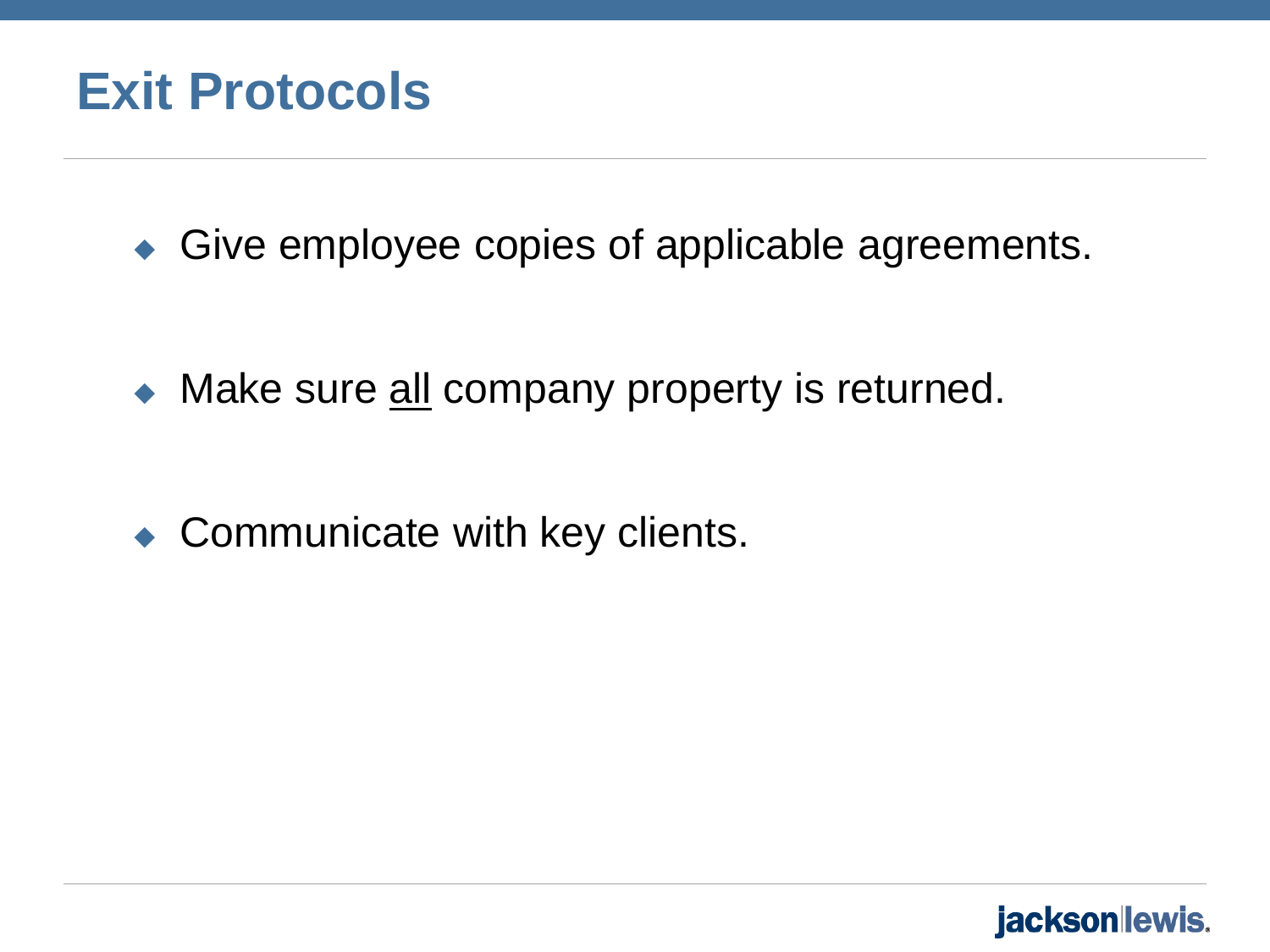# Exit Protocols

- Give employee copies of applicable agreements.
- Make sure <u>all</u> company property is returned.
- Communicate with key clients.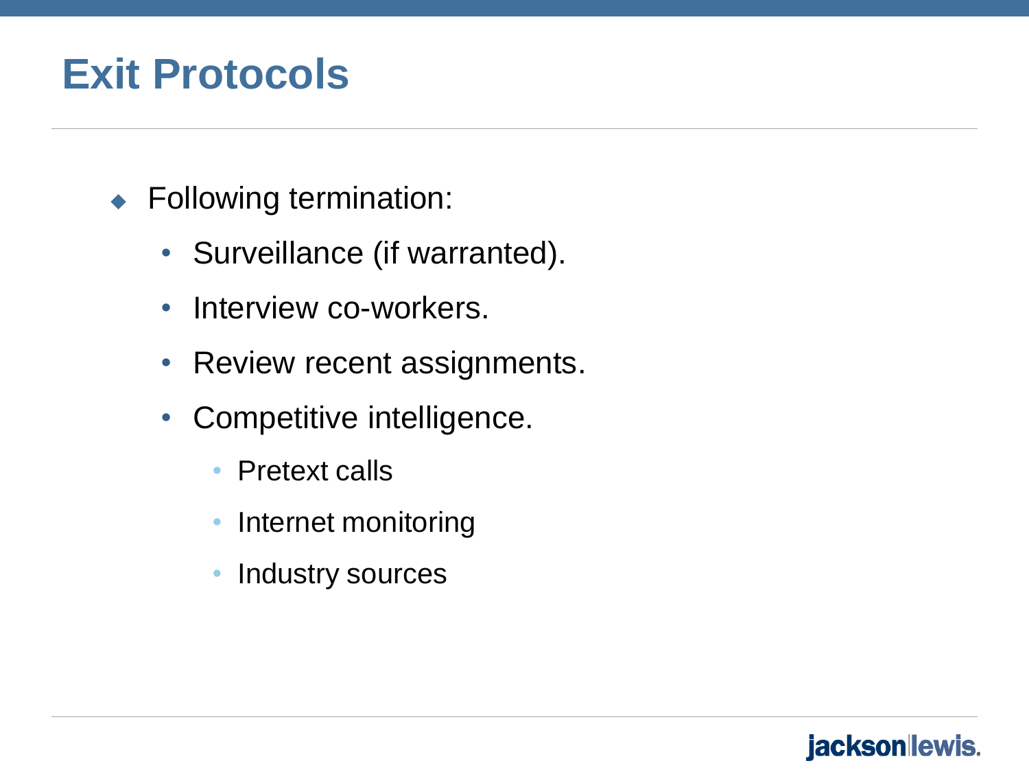# Exit Protocols

- Following termination:
  - Surveillance (if warranted).
  - Interview co-workers.
  - Review recent assignments.
  - Competitive intelligence.
    - Pretext calls
    - Internet monitoring
    - Industry sources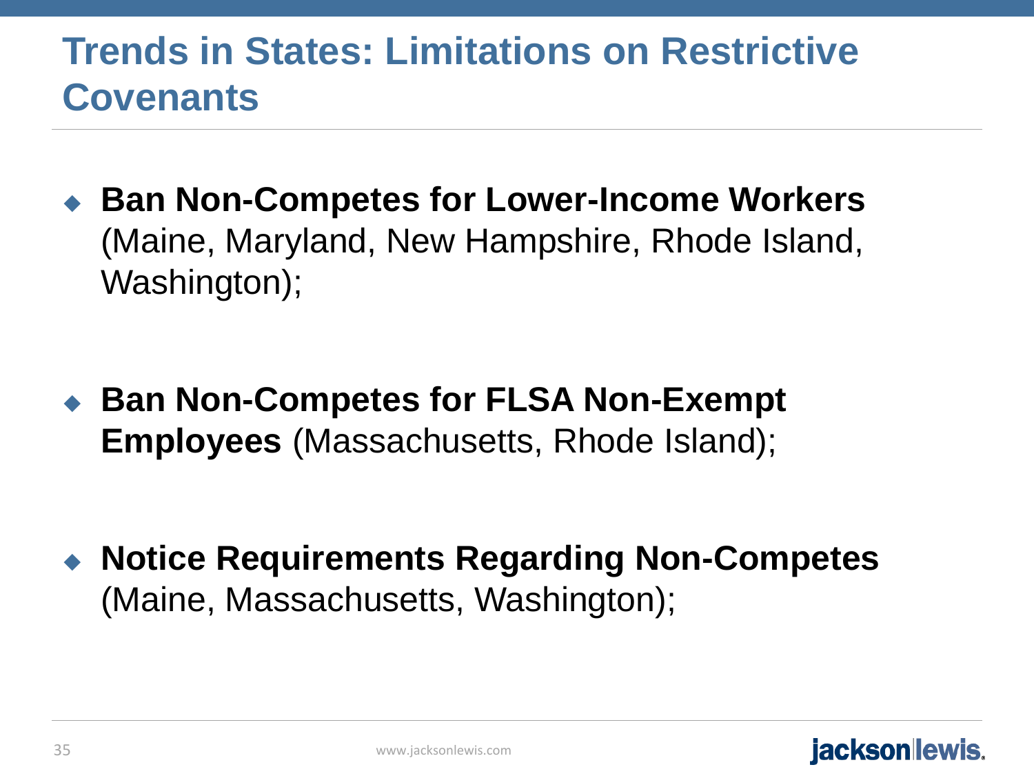# Trends in States: Limitations on Restrictive Covenants

- **Ban Non-Competes for Lower-Income Workers** (Maine, Maryland, New Hampshire, Rhode Island, Washington);

- **Ban Non-Competes for FLSA Non-Exempt Employees** (Massachusetts, Rhode Island);

- **Notice Requirements Regarding Non-Competes** (Maine, Massachusetts, Washington);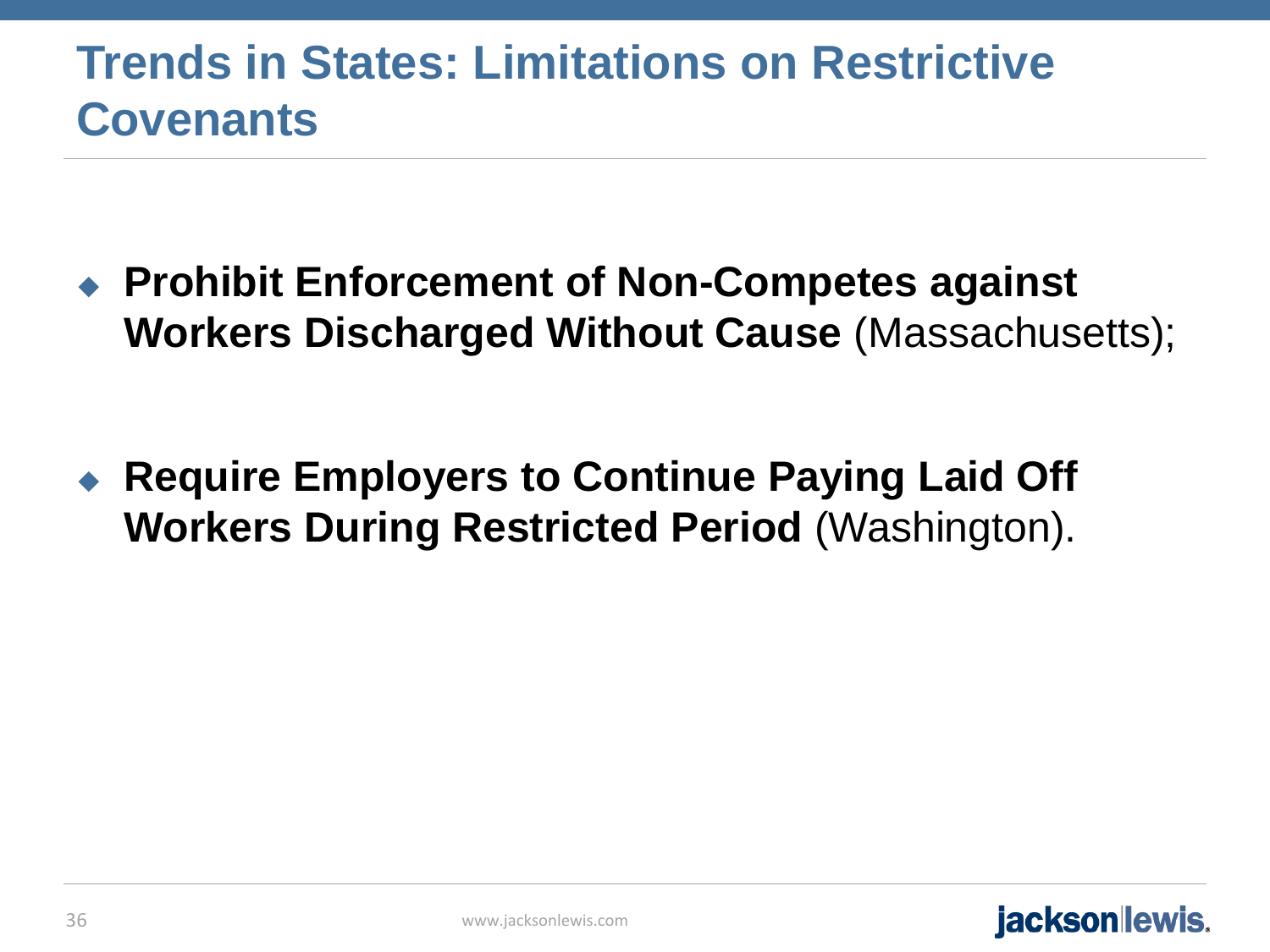# Trends in States: Limitations on Restrictive Covenants

- **Prohibit Enforcement of Non-Competes against Workers Discharged Without Cause** (Massachusetts);

- **Require Employers to Continue Paying Laid Off Workers During Restricted Period** (Washington).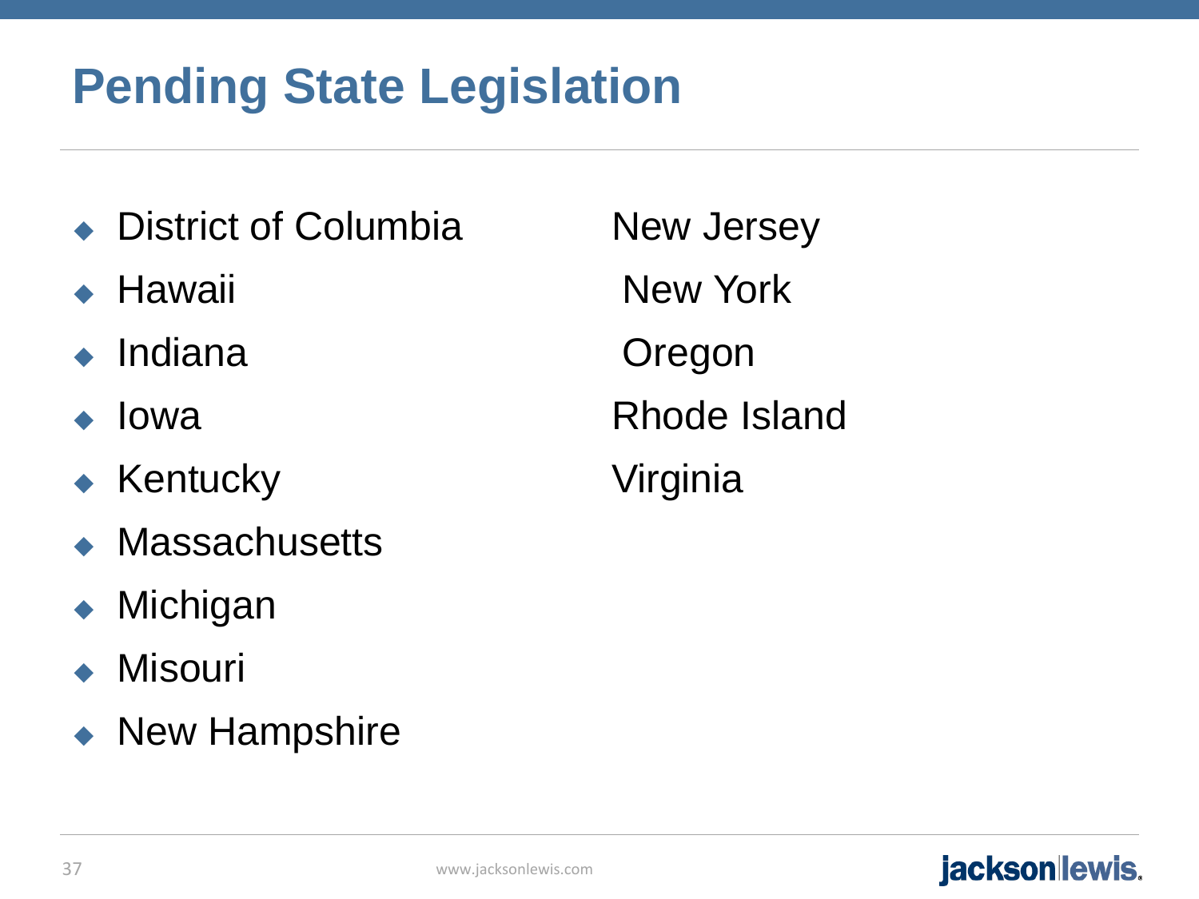# Pending State Legislation

- District of Columbia
- Hawaii
- Indiana
- Iowa
- Kentucky
- Massachusetts
- Michigan
- Misouri
- New Hampshire

New Jersey

New York

Oregon

Rhode Island

Virginia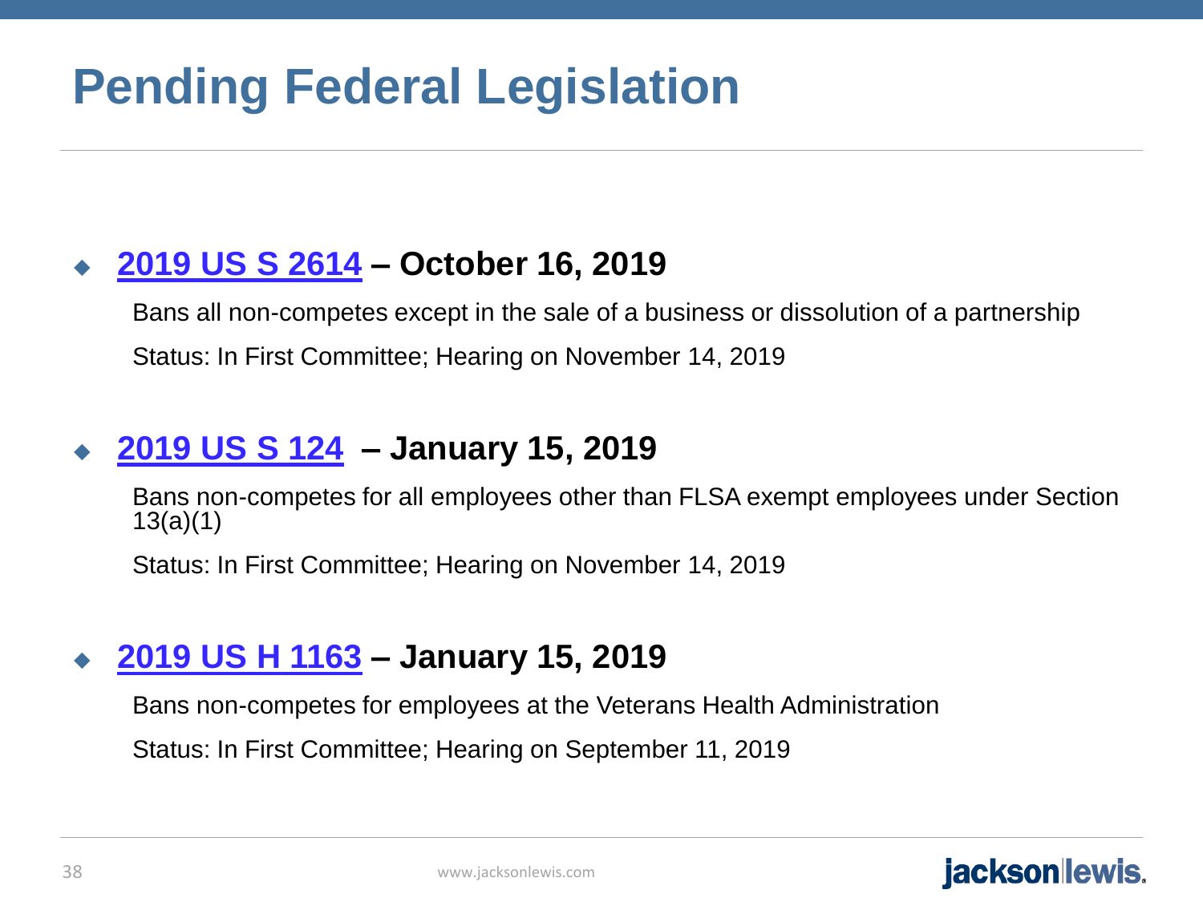# Pending Federal Legislation

- **2019 US S 2614 – October 16, 2019**

  Bans all non-competes except in the sale of a business or dissolution of a partnership

  Status: In First Committee; Hearing on November 14, 2019

- **2019 US S 124 – January 15, 2019**

  Bans non-competes for all employees other than FLSA exempt employees under Section 13(a)(1)

  Status: In First Committee; Hearing on November 14, 2019

- **2019 US H 1163 – January 15, 2019**

  Bans non-competes for employees at the Veterans Health Administration

  Status: In First Committee; Hearing on September 11, 2019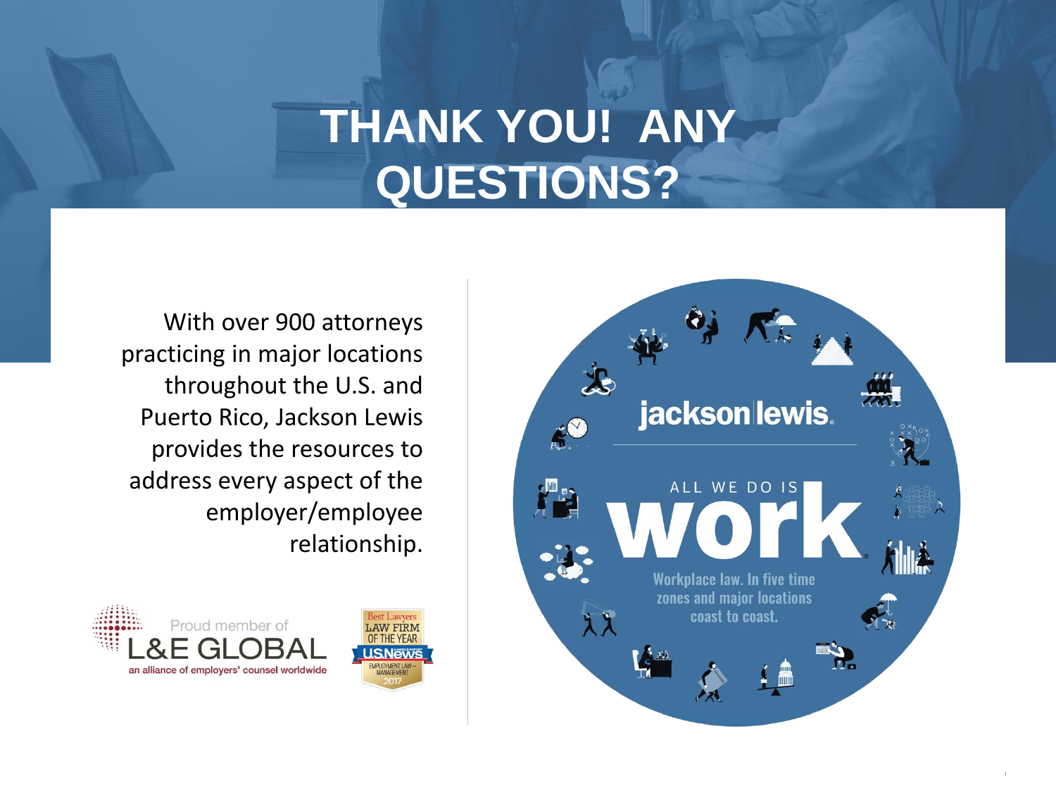# THANK YOU! ANY QUESTIONS?

With over 900 attorneys practicing in major locations throughout the U.S. and Puerto Rico, Jackson Lewis provides the resources to address every aspect of the employer/employee relationship.

Proud member of L&E GLOBAL
an alliance of employers' counsel worldwide

Best Lawyers LAW FIRM OF THE YEAR U.S.News EMPLOYMENT LAW – MANAGEMENT 2017

jackson lewis.

ALL WE DO IS work

Workplace law. In five time zones and major locations coast to coast.